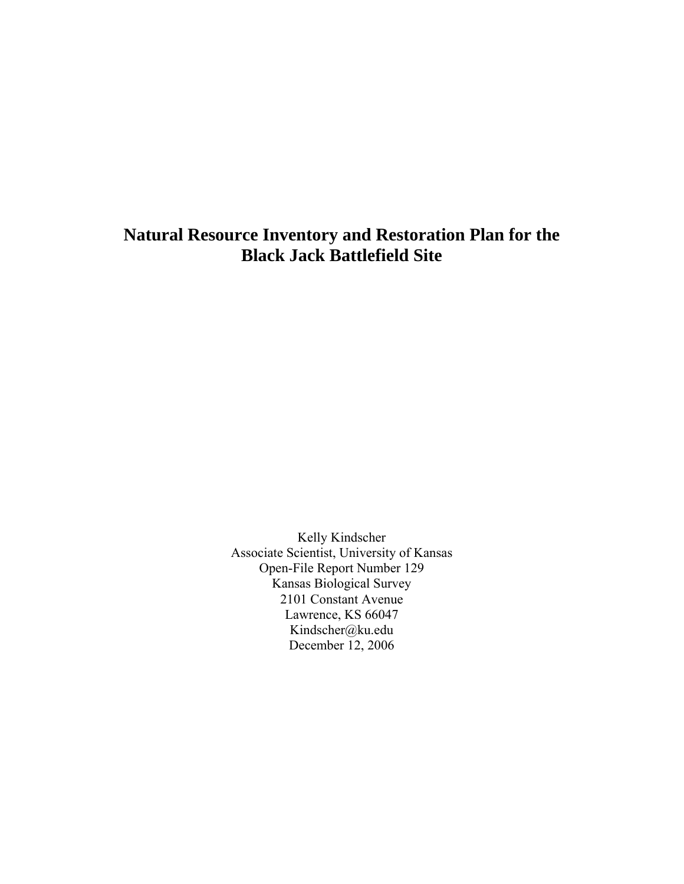# Natural Resource Inventory and Restoration Plan for the Black Jack Battlefield Site

Kelly Kindscher
Associate Scientist, University of Kansas
Open-File Report Number 129
Kansas Biological Survey
2101 Constant Avenue
Lawrence, KS 66047
Kindscher@ku.edu
December 12, 2006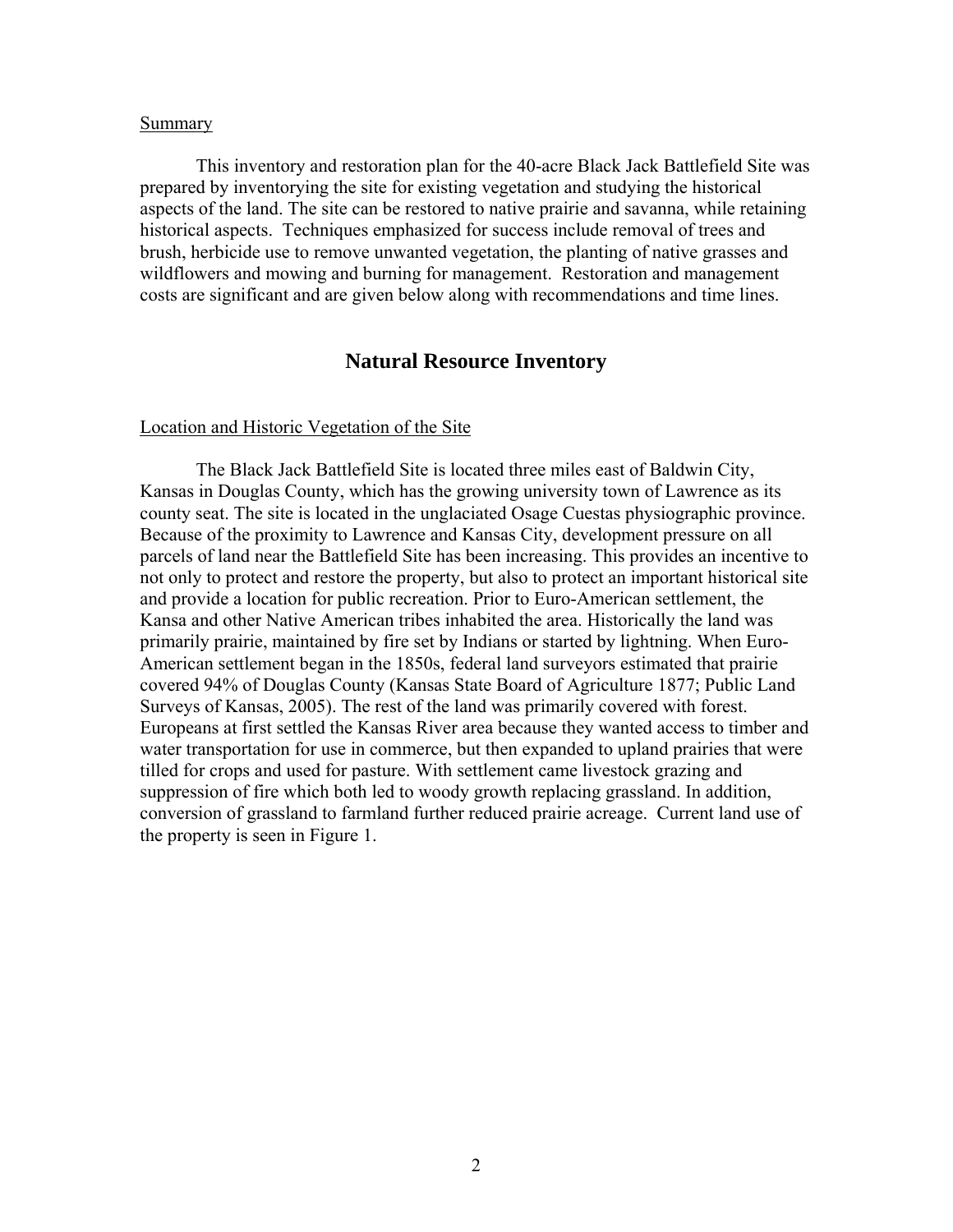Summary

This inventory and restoration plan for the 40-acre Black Jack Battlefield Site was prepared by inventorying the site for existing vegetation and studying the historical aspects of the land. The site can be restored to native prairie and savanna, while retaining historical aspects. Techniques emphasized for success include removal of trees and brush, herbicide use to remove unwanted vegetation, the planting of native grasses and wildflowers and mowing and burning for management. Restoration and management costs are significant and are given below along with recommendations and time lines.

## Natural Resource Inventory

Location and Historic Vegetation of the Site

The Black Jack Battlefield Site is located three miles east of Baldwin City, Kansas in Douglas County, which has the growing university town of Lawrence as its county seat. The site is located in the unglaciated Osage Cuestas physiographic province. Because of the proximity to Lawrence and Kansas City, development pressure on all parcels of land near the Battlefield Site has been increasing. This provides an incentive to not only to protect and restore the property, but also to protect an important historical site and provide a location for public recreation. Prior to Euro-American settlement, the Kansa and other Native American tribes inhabited the area. Historically the land was primarily prairie, maintained by fire set by Indians or started by lightning. When Euro-American settlement began in the 1850s, federal land surveyors estimated that prairie covered 94% of Douglas County (Kansas State Board of Agriculture 1877; Public Land Surveys of Kansas, 2005). The rest of the land was primarily covered with forest. Europeans at first settled the Kansas River area because they wanted access to timber and water transportation for use in commerce, but then expanded to upland prairies that were tilled for crops and used for pasture. With settlement came livestock grazing and suppression of fire which both led to woody growth replacing grassland. In addition, conversion of grassland to farmland further reduced prairie acreage. Current land use of the property is seen in Figure 1.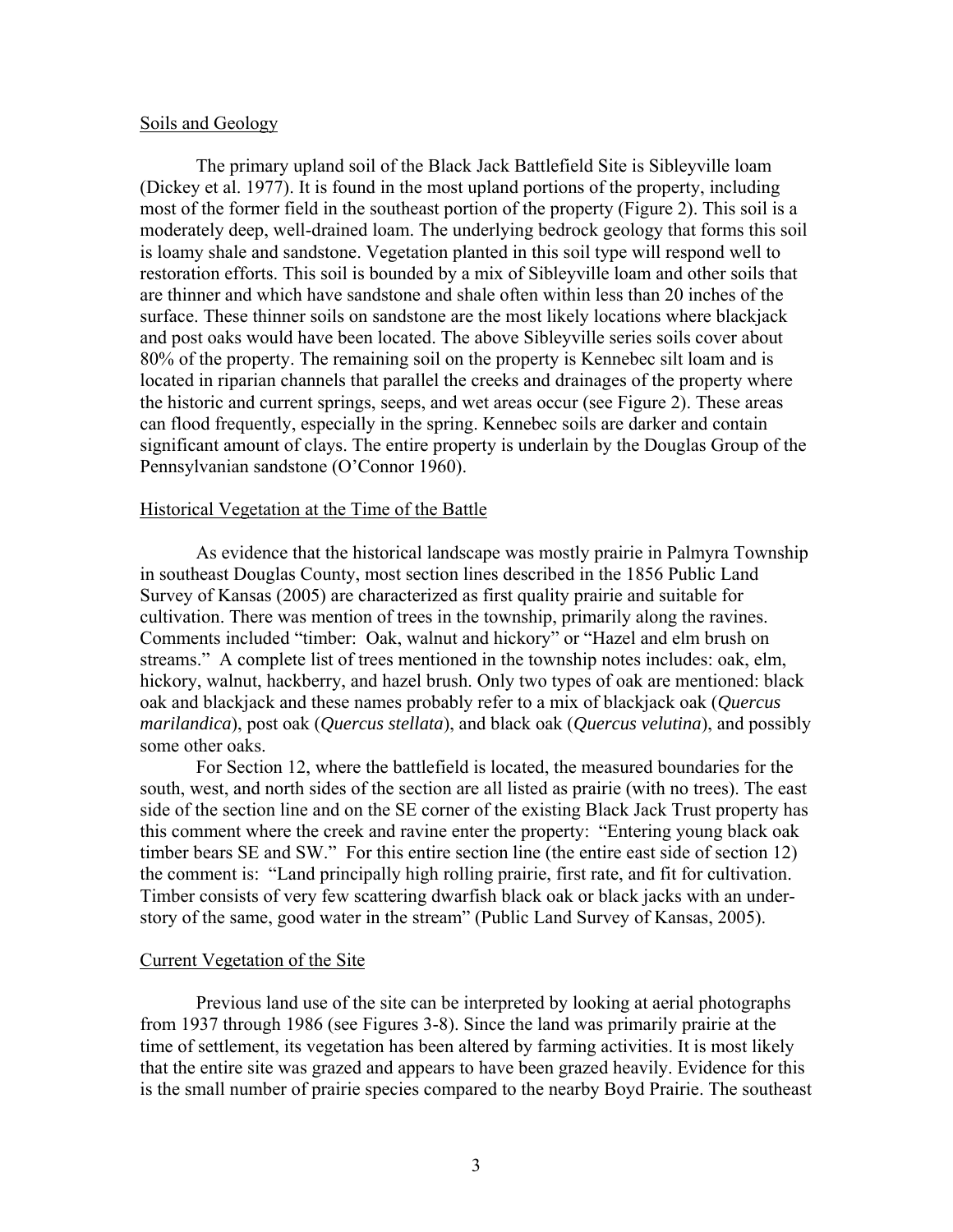## Soils and Geology

The primary upland soil of the Black Jack Battlefield Site is Sibleyville loam (Dickey et al. 1977). It is found in the most upland portions of the property, including most of the former field in the southeast portion of the property (Figure 2). This soil is a moderately deep, well-drained loam. The underlying bedrock geology that forms this soil is loamy shale and sandstone. Vegetation planted in this soil type will respond well to restoration efforts. This soil is bounded by a mix of Sibleyville loam and other soils that are thinner and which have sandstone and shale often within less than 20 inches of the surface. These thinner soils on sandstone are the most likely locations where blackjack and post oaks would have been located. The above Sibleyville series soils cover about 80% of the property. The remaining soil on the property is Kennebec silt loam and is located in riparian channels that parallel the creeks and drainages of the property where the historic and current springs, seeps, and wet areas occur (see Figure 2). These areas can flood frequently, especially in the spring. Kennebec soils are darker and contain significant amount of clays. The entire property is underlain by the Douglas Group of the Pennsylvanian sandstone (O'Connor 1960).

## Historical Vegetation at the Time of the Battle

As evidence that the historical landscape was mostly prairie in Palmyra Township in southeast Douglas County, most section lines described in the 1856 Public Land Survey of Kansas (2005) are characterized as first quality prairie and suitable for cultivation. There was mention of trees in the township, primarily along the ravines. Comments included "timber: Oak, walnut and hickory" or "Hazel and elm brush on streams." A complete list of trees mentioned in the township notes includes: oak, elm, hickory, walnut, hackberry, and hazel brush. Only two types of oak are mentioned: black oak and blackjack and these names probably refer to a mix of blackjack oak (*Quercus marilandica*), post oak (*Quercus stellata*), and black oak (*Quercus velutina*), and possibly some other oaks.

For Section 12, where the battlefield is located, the measured boundaries for the south, west, and north sides of the section are all listed as prairie (with no trees). The east side of the section line and on the SE corner of the existing Black Jack Trust property has this comment where the creek and ravine enter the property: "Entering young black oak timber bears SE and SW." For this entire section line (the entire east side of section 12) the comment is: "Land principally high rolling prairie, first rate, and fit for cultivation. Timber consists of very few scattering dwarfish black oak or black jacks with an under-story of the same, good water in the stream" (Public Land Survey of Kansas, 2005).

## Current Vegetation of the Site

Previous land use of the site can be interpreted by looking at aerial photographs from 1937 through 1986 (see Figures 3-8). Since the land was primarily prairie at the time of settlement, its vegetation has been altered by farming activities. It is most likely that the entire site was grazed and appears to have been grazed heavily. Evidence for this is the small number of prairie species compared to the nearby Boyd Prairie. The southeast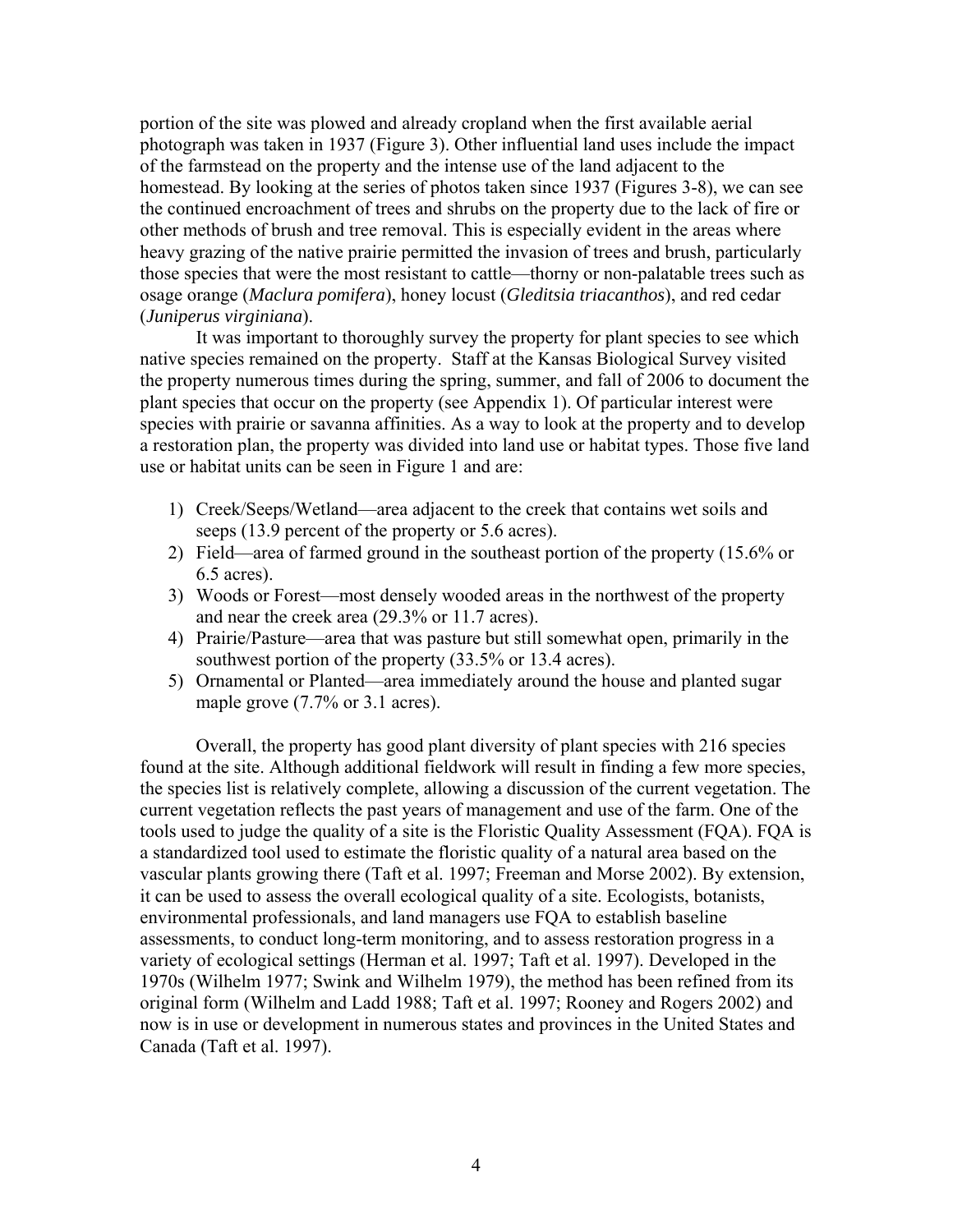portion of the site was plowed and already cropland when the first available aerial photograph was taken in 1937 (Figure 3). Other influential land uses include the impact of the farmstead on the property and the intense use of the land adjacent to the homestead. By looking at the series of photos taken since 1937 (Figures 3-8), we can see the continued encroachment of trees and shrubs on the property due to the lack of fire or other methods of brush and tree removal. This is especially evident in the areas where heavy grazing of the native prairie permitted the invasion of trees and brush, particularly those species that were the most resistant to cattle—thorny or non-palatable trees such as osage orange (*Maclura pomifera*), honey locust (*Gleditsia triacanthos*), and red cedar (*Juniperus virginiana*).

It was important to thoroughly survey the property for plant species to see which native species remained on the property. Staff at the Kansas Biological Survey visited the property numerous times during the spring, summer, and fall of 2006 to document the plant species that occur on the property (see Appendix 1). Of particular interest were species with prairie or savanna affinities. As a way to look at the property and to develop a restoration plan, the property was divided into land use or habitat types. Those five land use or habitat units can be seen in Figure 1 and are:

1) Creek/Seeps/Wetland—area adjacent to the creek that contains wet soils and seeps (13.9 percent of the property or 5.6 acres).
2) Field—area of farmed ground in the southeast portion of the property (15.6% or 6.5 acres).
3) Woods or Forest—most densely wooded areas in the northwest of the property and near the creek area (29.3% or 11.7 acres).
4) Prairie/Pasture—area that was pasture but still somewhat open, primarily in the southwest portion of the property (33.5% or 13.4 acres).
5) Ornamental or Planted—area immediately around the house and planted sugar maple grove (7.7% or 3.1 acres).

Overall, the property has good plant diversity of plant species with 216 species found at the site. Although additional fieldwork will result in finding a few more species, the species list is relatively complete, allowing a discussion of the current vegetation. The current vegetation reflects the past years of management and use of the farm. One of the tools used to judge the quality of a site is the Floristic Quality Assessment (FQA). FQA is a standardized tool used to estimate the floristic quality of a natural area based on the vascular plants growing there (Taft et al. 1997; Freeman and Morse 2002). By extension, it can be used to assess the overall ecological quality of a site. Ecologists, botanists, environmental professionals, and land managers use FQA to establish baseline assessments, to conduct long-term monitoring, and to assess restoration progress in a variety of ecological settings (Herman et al. 1997; Taft et al. 1997). Developed in the 1970s (Wilhelm 1977; Swink and Wilhelm 1979), the method has been refined from its original form (Wilhelm and Ladd 1988; Taft et al. 1997; Rooney and Rogers 2002) and now is in use or development in numerous states and provinces in the United States and Canada (Taft et al. 1997).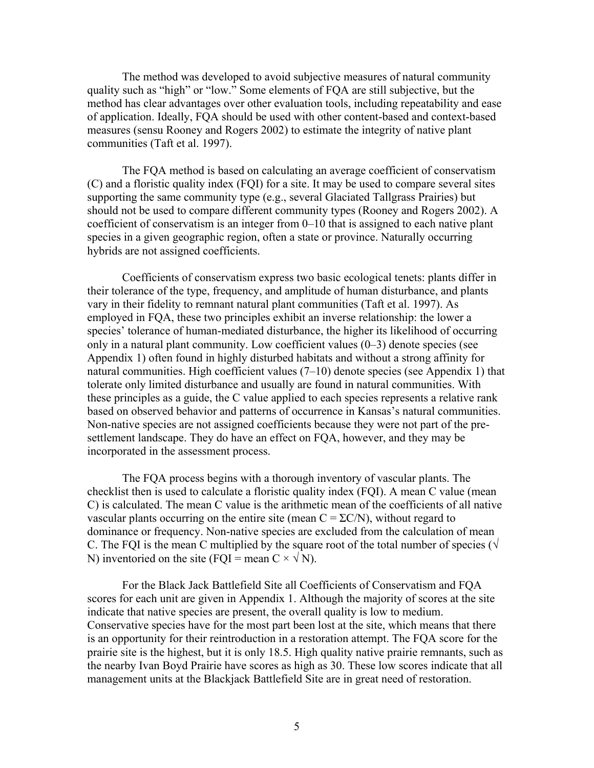The method was developed to avoid subjective measures of natural community quality such as “high” or “low.” Some elements of FQA are still subjective, but the method has clear advantages over other evaluation tools, including repeatability and ease of application. Ideally, FQA should be used with other content-based and context-based measures (sensu Rooney and Rogers 2002) to estimate the integrity of native plant communities (Taft et al. 1997).

The FQA method is based on calculating an average coefficient of conservatism (C) and a floristic quality index (FQI) for a site. It may be used to compare several sites supporting the same community type (e.g., several Glaciated Tallgrass Prairies) but should not be used to compare different community types (Rooney and Rogers 2002). A coefficient of conservatism is an integer from 0–10 that is assigned to each native plant species in a given geographic region, often a state or province. Naturally occurring hybrids are not assigned coefficients.

Coefficients of conservatism express two basic ecological tenets: plants differ in their tolerance of the type, frequency, and amplitude of human disturbance, and plants vary in their fidelity to remnant natural plant communities (Taft et al. 1997). As employed in FQA, these two principles exhibit an inverse relationship: the lower a species’ tolerance of human-mediated disturbance, the higher its likelihood of occurring only in a natural plant community. Low coefficient values (0–3) denote species (see Appendix 1) often found in highly disturbed habitats and without a strong affinity for natural communities. High coefficient values (7–10) denote species (see Appendix 1) that tolerate only limited disturbance and usually are found in natural communities. With these principles as a guide, the C value applied to each species represents a relative rank based on observed behavior and patterns of occurrence in Kansas’s natural communities. Non-native species are not assigned coefficients because they were not part of the pre-settlement landscape. They do have an effect on FQA, however, and they may be incorporated in the assessment process.

The FQA process begins with a thorough inventory of vascular plants. The checklist then is used to calculate a floristic quality index (FQI). A mean C value (mean C) is calculated. The mean C value is the arithmetic mean of the coefficients of all native vascular plants occurring on the entire site (mean $C = \Sigma C/N$), without regard to dominance or frequency. Non-native species are excluded from the calculation of mean C. The FQI is the mean C multiplied by the square root of the total number of species ($\sqrt{N}$) inventoried on the site (FQI = mean $C \times \sqrt{N}$).

For the Black Jack Battlefield Site all Coefficients of Conservatism and FQA scores for each unit are given in Appendix 1. Although the majority of scores at the site indicate that native species are present, the overall quality is low to medium. Conservative species have for the most part been lost at the site, which means that there is an opportunity for their reintroduction in a restoration attempt. The FQA score for the prairie site is the highest, but it is only 18.5. High quality native prairie remnants, such as the nearby Ivan Boyd Prairie have scores as high as 30. These low scores indicate that all management units at the Blackjack Battlefield Site are in great need of restoration.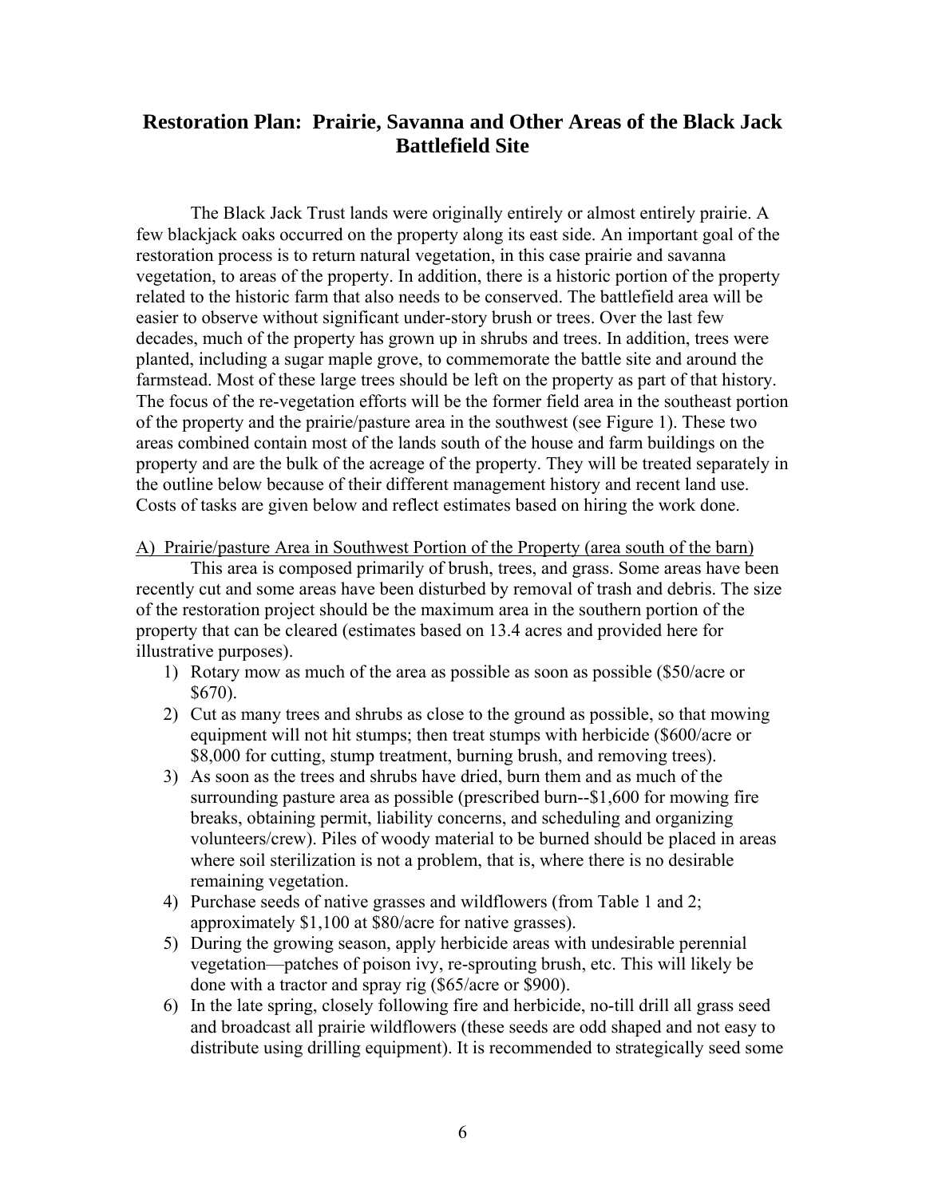# Restoration Plan: Prairie, Savanna and Other Areas of the Black Jack Battlefield Site

The Black Jack Trust lands were originally entirely or almost entirely prairie. A few blackjack oaks occurred on the property along its east side. An important goal of the restoration process is to return natural vegetation, in this case prairie and savanna vegetation, to areas of the property. In addition, there is a historic portion of the property related to the historic farm that also needs to be conserved. The battlefield area will be easier to observe without significant under-story brush or trees. Over the last few decades, much of the property has grown up in shrubs and trees. In addition, trees were planted, including a sugar maple grove, to commemorate the battle site and around the farmstead. Most of these large trees should be left on the property as part of that history. The focus of the re-vegetation efforts will be the former field area in the southeast portion of the property and the prairie/pasture area in the southwest (see Figure 1). These two areas combined contain most of the lands south of the house and farm buildings on the property and are the bulk of the acreage of the property. They will be treated separately in the outline below because of their different management history and recent land use. Costs of tasks are given below and reflect estimates based on hiring the work done.

<u>A) Prairie/pasture Area in Southwest Portion of the Property (area south of the barn)</u>

This area is composed primarily of brush, trees, and grass. Some areas have been recently cut and some areas have been disturbed by removal of trash and debris. The size of the restoration project should be the maximum area in the southern portion of the property that can be cleared (estimates based on 13.4 acres and provided here for illustrative purposes).

1) Rotary mow as much of the area as possible as soon as possible ($50/acre or $670).
2) Cut as many trees and shrubs as close to the ground as possible, so that mowing equipment will not hit stumps; then treat stumps with herbicide ($600/acre or $8,000 for cutting, stump treatment, burning brush, and removing trees).
3) As soon as the trees and shrubs have dried, burn them and as much of the surrounding pasture area as possible (prescribed burn--$1,600 for mowing fire breaks, obtaining permit, liability concerns, and scheduling and organizing volunteers/crew). Piles of woody material to be burned should be placed in areas where soil sterilization is not a problem, that is, where there is no desirable remaining vegetation.
4) Purchase seeds of native grasses and wildflowers (from Table 1 and 2; approximately $1,100 at $80/acre for native grasses).
5) During the growing season, apply herbicide areas with undesirable perennial vegetation—patches of poison ivy, re-sprouting brush, etc. This will likely be done with a tractor and spray rig ($65/acre or $900).
6) In the late spring, closely following fire and herbicide, no-till drill all grass seed and broadcast all prairie wildflowers (these seeds are odd shaped and not easy to distribute using drilling equipment). It is recommended to strategically seed some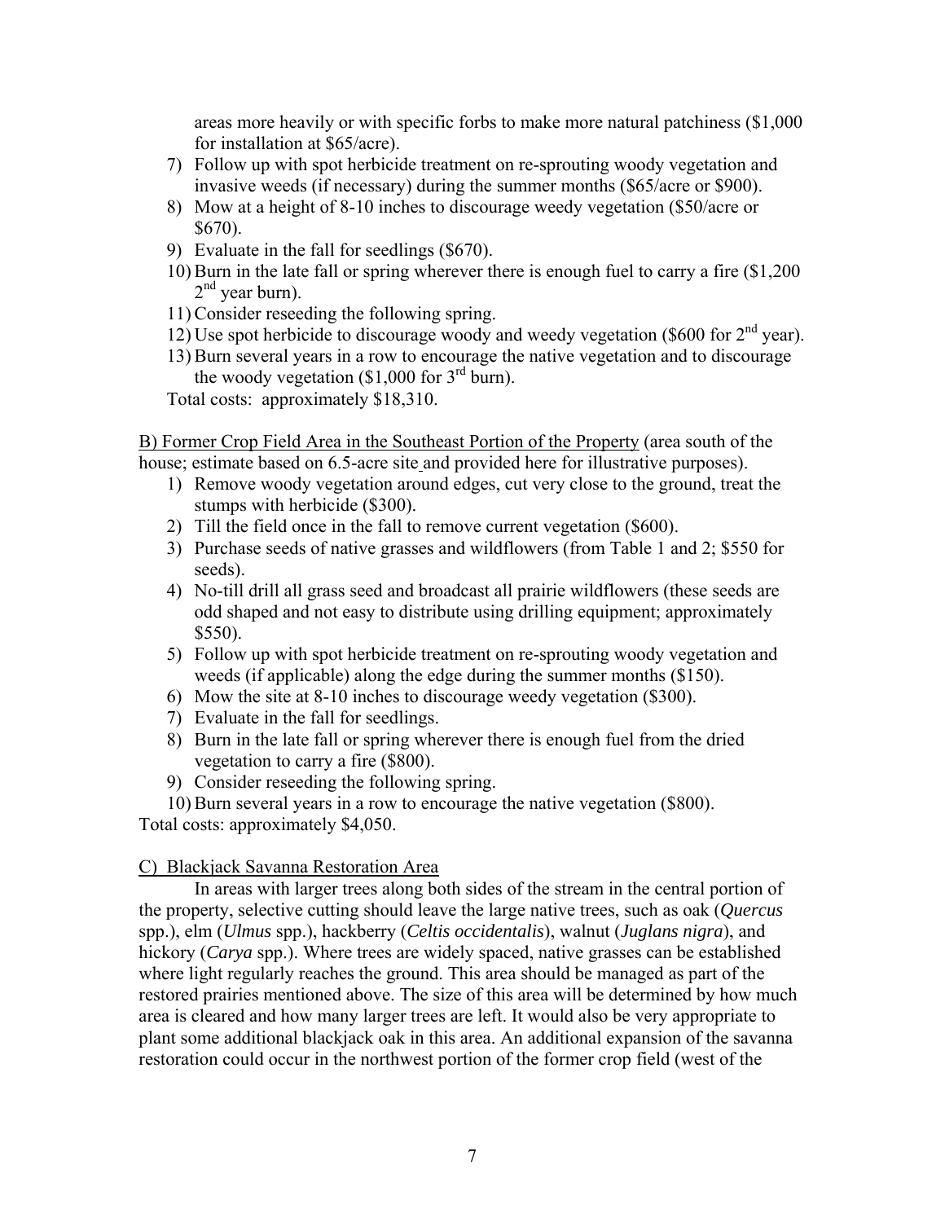areas more heavily or with specific forbs to make more natural patchiness ($1,000 for installation at $65/acre).

7) Follow up with spot herbicide treatment on re-sprouting woody vegetation and invasive weeds (if necessary) during the summer months ($65/acre or $900).
8) Mow at a height of 8-10 inches to discourage weedy vegetation ($50/acre or $670).
9) Evaluate in the fall for seedlings ($670).
10) Burn in the late fall or spring wherever there is enough fuel to carry a fire ($1,200 2nd year burn).
11) Consider reseeding the following spring.
12) Use spot herbicide to discourage woody and weedy vegetation ($600 for 2nd year).
13) Burn several years in a row to encourage the native vegetation and to discourage the woody vegetation ($1,000 for 3rd burn).

Total costs: approximately $18,310.

B) Former Crop Field Area in the Southeast Portion of the Property (area south of the house; estimate based on 6.5-acre site and provided here for illustrative purposes).

1) Remove woody vegetation around edges, cut very close to the ground, treat the stumps with herbicide ($300).
2) Till the field once in the fall to remove current vegetation ($600).
3) Purchase seeds of native grasses and wildflowers (from Table 1 and 2; $550 for seeds).
4) No-till drill all grass seed and broadcast all prairie wildflowers (these seeds are odd shaped and not easy to distribute using drilling equipment; approximately $550).
5) Follow up with spot herbicide treatment on re-sprouting woody vegetation and weeds (if applicable) along the edge during the summer months ($150).
6) Mow the site at 8-10 inches to discourage weedy vegetation ($300).
7) Evaluate in the fall for seedlings.
8) Burn in the late fall or spring wherever there is enough fuel from the dried vegetation to carry a fire ($800).
9) Consider reseeding the following spring.
10) Burn several years in a row to encourage the native vegetation ($800).

Total costs: approximately $4,050.

C) Blackjack Savanna Restoration Area

In areas with larger trees along both sides of the stream in the central portion of the property, selective cutting should leave the large native trees, such as oak (*Quercus* spp.), elm (*Ulmus* spp.), hackberry (*Celtis occidentalis*), walnut (*Juglans nigra*), and hickory (*Carya* spp.). Where trees are widely spaced, native grasses can be established where light regularly reaches the ground. This area should be managed as part of the restored prairies mentioned above. The size of this area will be determined by how much area is cleared and how many larger trees are left. It would also be very appropriate to plant some additional blackjack oak in this area. An additional expansion of the savanna restoration could occur in the northwest portion of the former crop field (west of the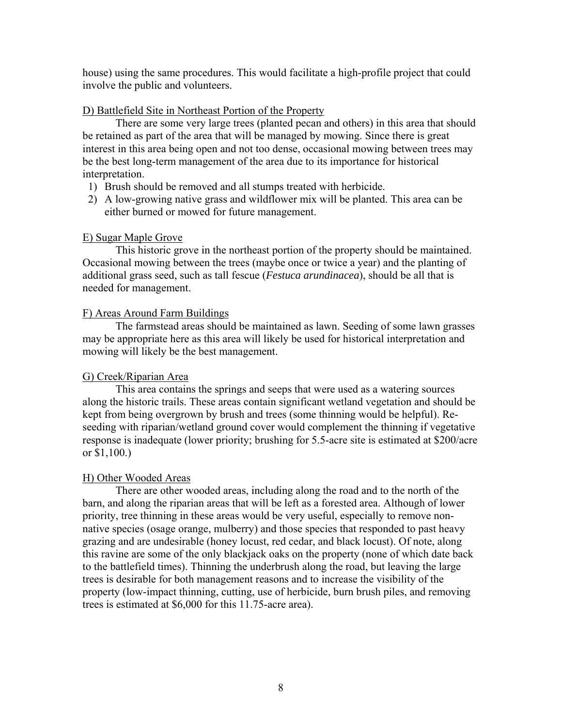house) using the same procedures. This would facilitate a high-profile project that could involve the public and volunteers.

D) Battlefield Site in Northeast Portion of the Property

There are some very large trees (planted pecan and others) in this area that should be retained as part of the area that will be managed by mowing. Since there is great interest in this area being open and not too dense, occasional mowing between trees may be the best long-term management of the area due to its importance for historical interpretation.

1) Brush should be removed and all stumps treated with herbicide.
2) A low-growing native grass and wildflower mix will be planted. This area can be either burned or mowed for future management.

E) Sugar Maple Grove

This historic grove in the northeast portion of the property should be maintained. Occasional mowing between the trees (maybe once or twice a year) and the planting of additional grass seed, such as tall fescue (*Festuca arundinacea*), should be all that is needed for management.

F) Areas Around Farm Buildings

The farmstead areas should be maintained as lawn. Seeding of some lawn grasses may be appropriate here as this area will likely be used for historical interpretation and mowing will likely be the best management.

G) Creek/Riparian Area

This area contains the springs and seeps that were used as a watering sources along the historic trails. These areas contain significant wetland vegetation and should be kept from being overgrown by brush and trees (some thinning would be helpful). Re-seeding with riparian/wetland ground cover would complement the thinning if vegetative response is inadequate (lower priority; brushing for 5.5-acre site is estimated at $200/acre or $1,100.)

H) Other Wooded Areas

There are other wooded areas, including along the road and to the north of the barn, and along the riparian areas that will be left as a forested area. Although of lower priority, tree thinning in these areas would be very useful, especially to remove non-native species (osage orange, mulberry) and those species that responded to past heavy grazing and are undesirable (honey locust, red cedar, and black locust). Of note, along this ravine are some of the only blackjack oaks on the property (none of which date back to the battlefield times). Thinning the underbrush along the road, but leaving the large trees is desirable for both management reasons and to increase the visibility of the property (low-impact thinning, cutting, use of herbicide, burn brush piles, and removing trees is estimated at $6,000 for this 11.75-acre area).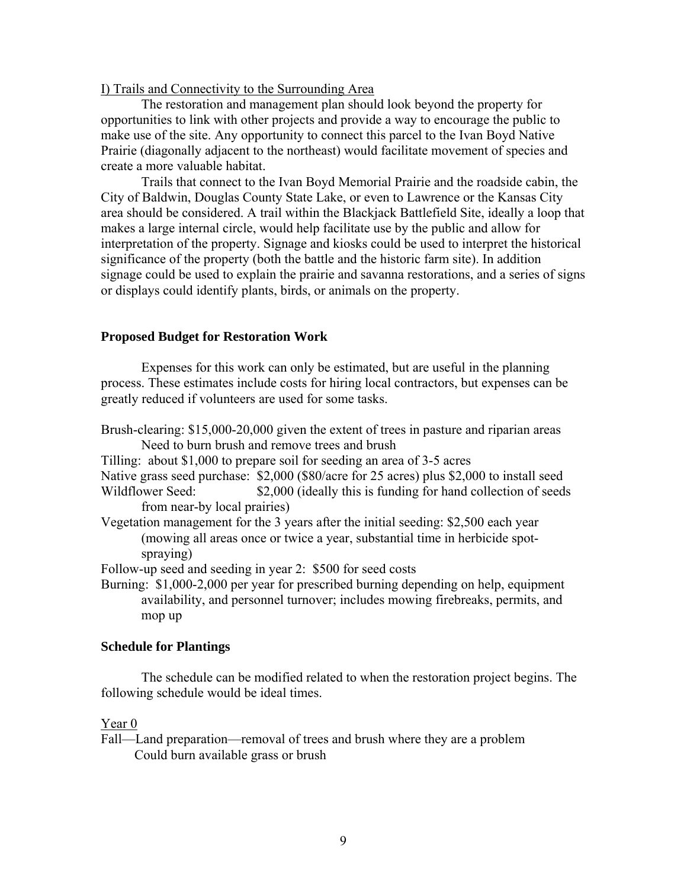I) Trails and Connectivity to the Surrounding Area

The restoration and management plan should look beyond the property for opportunities to link with other projects and provide a way to encourage the public to make use of the site. Any opportunity to connect this parcel to the Ivan Boyd Native Prairie (diagonally adjacent to the northeast) would facilitate movement of species and create a more valuable habitat.

Trails that connect to the Ivan Boyd Memorial Prairie and the roadside cabin, the City of Baldwin, Douglas County State Lake, or even to Lawrence or the Kansas City area should be considered. A trail within the Blackjack Battlefield Site, ideally a loop that makes a large internal circle, would help facilitate use by the public and allow for interpretation of the property. Signage and kiosks could be used to interpret the historical significance of the property (both the battle and the historic farm site). In addition signage could be used to explain the prairie and savanna restorations, and a series of signs or displays could identify plants, birds, or animals on the property.

## Proposed Budget for Restoration Work

Expenses for this work can only be estimated, but are useful in the planning process. These estimates include costs for hiring local contractors, but expenses can be greatly reduced if volunteers are used for some tasks.

Brush-clearing: $15,000-20,000 given the extent of trees in pasture and riparian areas
Need to burn brush and remove trees and brush

Tilling: about $1,000 to prepare soil for seeding an area of 3-5 acres

Native grass seed purchase: $2,000 ($80/acre for 25 acres) plus $2,000 to install seed

Wildflower Seed: $2,000 (ideally this is funding for hand collection of seeds from near-by local prairies)

Vegetation management for the 3 years after the initial seeding: $2,500 each year (mowing all areas once or twice a year, substantial time in herbicide spot-spraying)

Follow-up seed and seeding in year 2: $500 for seed costs

Burning: $1,000-2,000 per year for prescribed burning depending on help, equipment availability, and personnel turnover; includes mowing firebreaks, permits, and mop up

## Schedule for Plantings

The schedule can be modified related to when the restoration project begins. The following schedule would be ideal times.

Year 0

Fall—Land preparation—removal of trees and brush where they are a problem
Could burn available grass or brush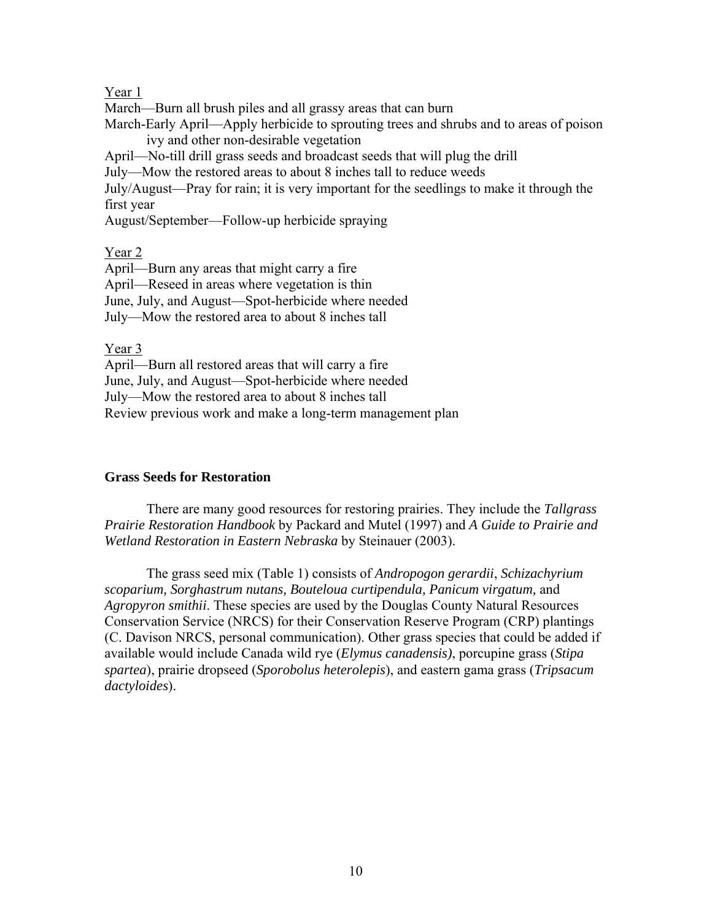Year 1

March—Burn all brush piles and all grassy areas that can burn

March-Early April—Apply herbicide to sprouting trees and shrubs and to areas of poison ivy and other non-desirable vegetation

April—No-till drill grass seeds and broadcast seeds that will plug the drill

July—Mow the restored areas to about 8 inches tall to reduce weeds

July/August—Pray for rain; it is very important for the seedlings to make it through the first year

August/September—Follow-up herbicide spraying

Year 2

April—Burn any areas that might carry a fire

April—Reseed in areas where vegetation is thin

June, July, and August—Spot-herbicide where needed

July—Mow the restored area to about 8 inches tall

Year 3

April—Burn all restored areas that will carry a fire

June, July, and August—Spot-herbicide where needed

July—Mow the restored area to about 8 inches tall

Review previous work and make a long-term management plan

**Grass Seeds for Restoration**

There are many good resources for restoring prairies. They include the *Tallgrass Prairie Restoration Handbook* by Packard and Mutel (1997) and *A Guide to Prairie and Wetland Restoration in Eastern Nebraska* by Steinauer (2003).

The grass seed mix (Table 1) consists of *Andropogon gerardii*, *Schizachyrium scoparium, Sorghastrum nutans, Bouteloua curtipendula, Panicum virgatum,* and *Agropyron smithii*. These species are used by the Douglas County Natural Resources Conservation Service (NRCS) for their Conservation Reserve Program (CRP) plantings (C. Davison NRCS, personal communication). Other grass species that could be added if available would include Canada wild rye (*Elymus canadensis)*, porcupine grass (*Stipa spartea*), prairie dropseed (*Sporobolus heterolepis*), and eastern gama grass (*Tripsacum dactyloides*).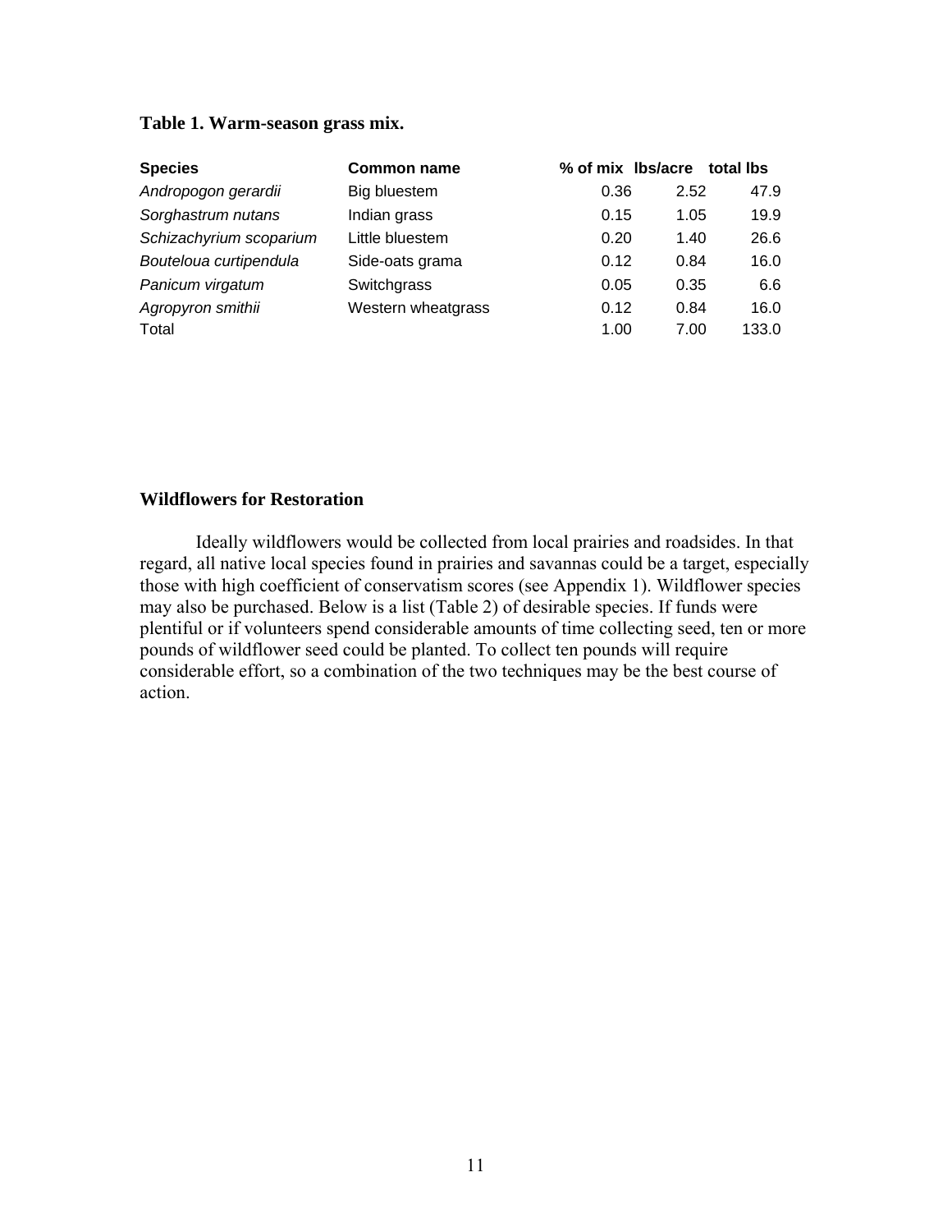**Table 1. Warm-season grass mix.**

| Species | Common name | % of mix | lbs/acre | total lbs |
|---|---|---|---|---|
| *Andropogon gerardii* | Big bluestem | 0.36 | 2.52 | 47.9 |
| *Sorghastrum nutans* | Indian grass | 0.15 | 1.05 | 19.9 |
| *Schizachyrium scoparium* | Little bluestem | 0.20 | 1.40 | 26.6 |
| *Bouteloua curtipendula* | Side-oats grama | 0.12 | 0.84 | 16.0 |
| *Panicum virgatum* | Switchgrass | 0.05 | 0.35 | 6.6 |
| *Agropyron smithii* | Western wheatgrass | 0.12 | 0.84 | 16.0 |
| Total | | 1.00 | 7.00 | 133.0 |

## Wildflowers for Restoration

Ideally wildflowers would be collected from local prairies and roadsides. In that regard, all native local species found in prairies and savannas could be a target, especially those with high coefficient of conservatism scores (see Appendix 1). Wildflower species may also be purchased. Below is a list (Table 2) of desirable species. If funds were plentiful or if volunteers spend considerable amounts of time collecting seed, ten or more pounds of wildflower seed could be planted. To collect ten pounds will require considerable effort, so a combination of the two techniques may be the best course of action.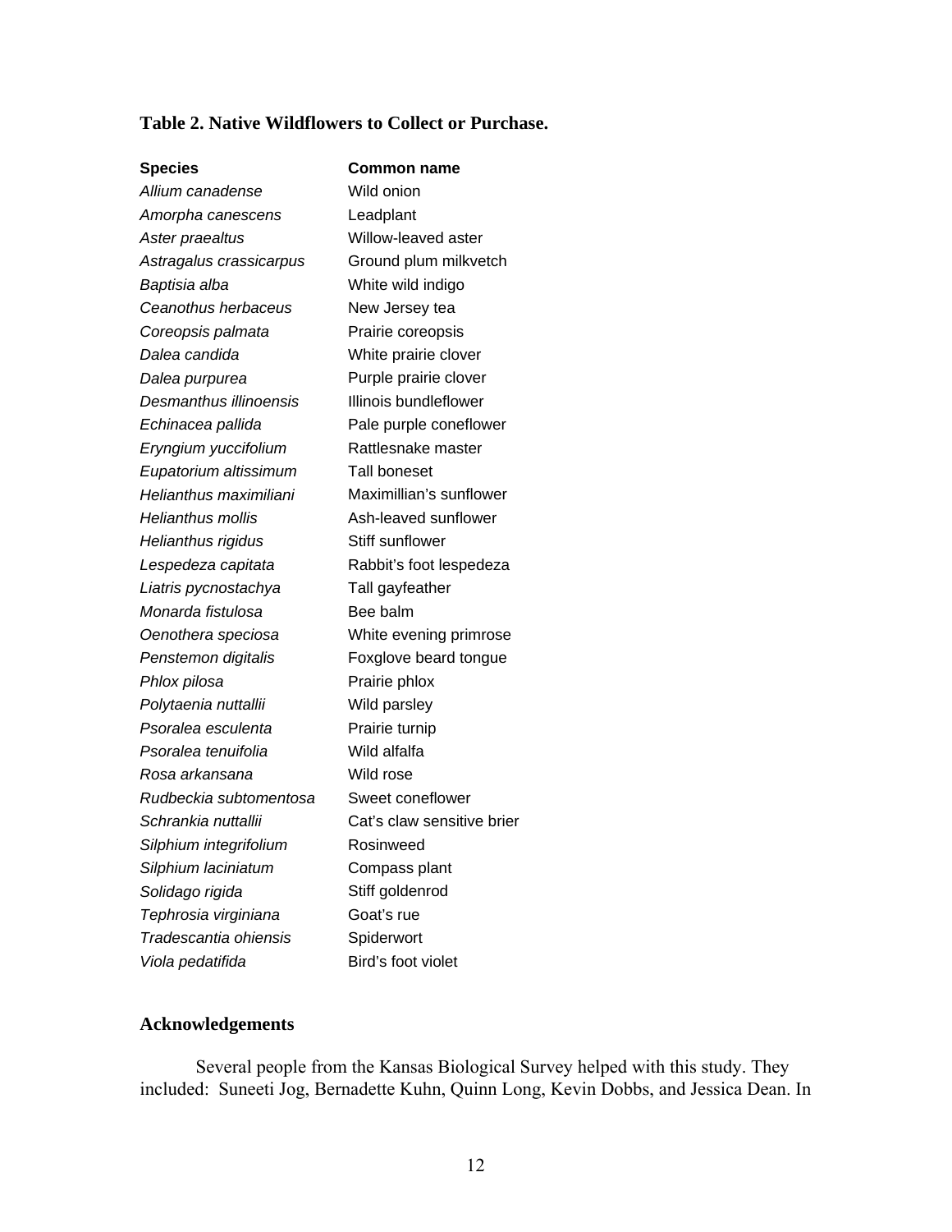**Table 2. Native Wildflowers to Collect or Purchase.**

| Species | Common name |
| --- | --- |
| *Allium canadense* | Wild onion |
| *Amorpha canescens* | Leadplant |
| *Aster praealtus* | Willow-leaved aster |
| *Astragalus crassicarpus* | Ground plum milkvetch |
| *Baptisia alba* | White wild indigo |
| *Ceanothus herbaceus* | New Jersey tea |
| *Coreopsis palmata* | Prairie coreopsis |
| *Dalea candida* | White prairie clover |
| *Dalea purpurea* | Purple prairie clover |
| *Desmanthus illinoensis* | Illinois bundleflower |
| *Echinacea pallida* | Pale purple coneflower |
| *Eryngium yuccifolium* | Rattlesnake master |
| *Eupatorium altissimum* | Tall boneset |
| *Helianthus maximiliani* | Maximillian's sunflower |
| *Helianthus mollis* | Ash-leaved sunflower |
| *Helianthus rigidus* | Stiff sunflower |
| *Lespedeza capitata* | Rabbit's foot lespedeza |
| *Liatris pycnostachya* | Tall gayfeather |
| *Monarda fistulosa* | Bee balm |
| *Oenothera speciosa* | White evening primrose |
| *Penstemon digitalis* | Foxglove beard tongue |
| *Phlox pilosa* | Prairie phlox |
| *Polytaenia nuttallii* | Wild parsley |
| *Psoralea esculenta* | Prairie turnip |
| *Psoralea tenuifolia* | Wild alfalfa |
| *Rosa arkansana* | Wild rose |
| *Rudbeckia subtomentosa* | Sweet coneflower |
| *Schrankia nuttallii* | Cat's claw sensitive brier |
| *Silphium integrifolium* | Rosinweed |
| *Silphium laciniatum* | Compass plant |
| *Solidago rigida* | Stiff goldenrod |
| *Tephrosia virginiana* | Goat's rue |
| *Tradescantia ohiensis* | Spiderwort |
| *Viola pedatifida* | Bird's foot violet |

## Acknowledgements

Several people from the Kansas Biological Survey helped with this study. They included: Suneeti Jog, Bernadette Kuhn, Quinn Long, Kevin Dobbs, and Jessica Dean. In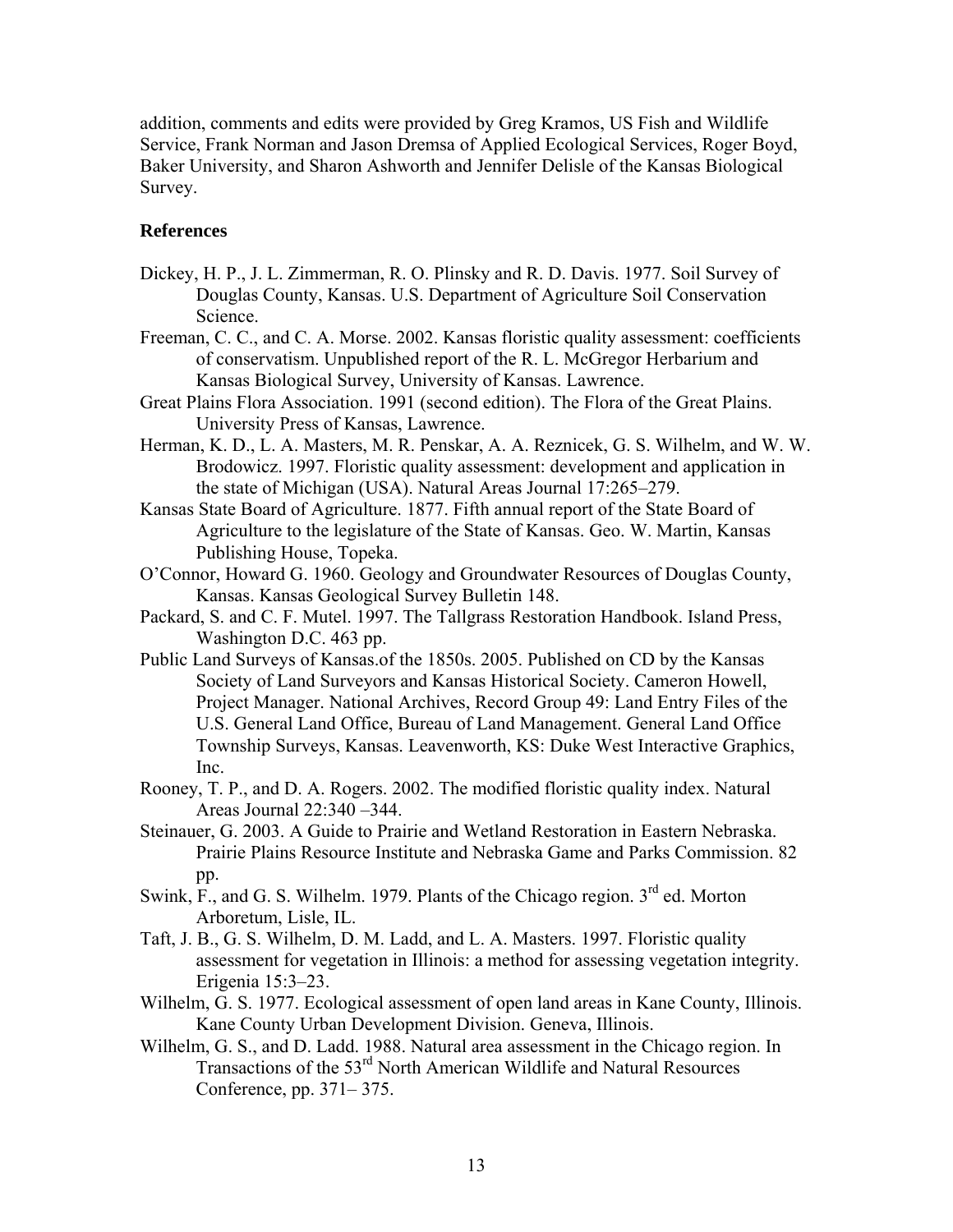addition, comments and edits were provided by Greg Kramos, US Fish and Wildlife Service, Frank Norman and Jason Dremsa of Applied Ecological Services, Roger Boyd, Baker University, and Sharon Ashworth and Jennifer Delisle of the Kansas Biological Survey.

## References

Dickey, H. P., J. L. Zimmerman, R. O. Plinsky and R. D. Davis. 1977. Soil Survey of Douglas County, Kansas. U.S. Department of Agriculture Soil Conservation Science.

Freeman, C. C., and C. A. Morse. 2002. Kansas floristic quality assessment: coefficients of conservatism. Unpublished report of the R. L. McGregor Herbarium and Kansas Biological Survey, University of Kansas. Lawrence.

Great Plains Flora Association. 1991 (second edition). The Flora of the Great Plains. University Press of Kansas, Lawrence.

Herman, K. D., L. A. Masters, M. R. Penskar, A. A. Reznicek, G. S. Wilhelm, and W. W. Brodowicz. 1997. Floristic quality assessment: development and application in the state of Michigan (USA). Natural Areas Journal 17:265–279.

Kansas State Board of Agriculture. 1877. Fifth annual report of the State Board of Agriculture to the legislature of the State of Kansas. Geo. W. Martin, Kansas Publishing House, Topeka.

O'Connor, Howard G. 1960. Geology and Groundwater Resources of Douglas County, Kansas. Kansas Geological Survey Bulletin 148.

Packard, S. and C. F. Mutel. 1997. The Tallgrass Restoration Handbook. Island Press, Washington D.C. 463 pp.

Public Land Surveys of Kansas.of the 1850s. 2005. Published on CD by the Kansas Society of Land Surveyors and Kansas Historical Society. Cameron Howell, Project Manager. National Archives, Record Group 49: Land Entry Files of the U.S. General Land Office, Bureau of Land Management. General Land Office Township Surveys, Kansas. Leavenworth, KS: Duke West Interactive Graphics, Inc.

Rooney, T. P., and D. A. Rogers. 2002. The modified floristic quality index. Natural Areas Journal 22:340 –344.

Steinauer, G. 2003. A Guide to Prairie and Wetland Restoration in Eastern Nebraska. Prairie Plains Resource Institute and Nebraska Game and Parks Commission. 82 pp.

Swink, F., and G. S. Wilhelm. 1979. Plants of the Chicago region. 3rd ed. Morton Arboretum, Lisle, IL.

Taft, J. B., G. S. Wilhelm, D. M. Ladd, and L. A. Masters. 1997. Floristic quality assessment for vegetation in Illinois: a method for assessing vegetation integrity. Erigenia 15:3–23.

Wilhelm, G. S. 1977. Ecological assessment of open land areas in Kane County, Illinois. Kane County Urban Development Division. Geneva, Illinois.

Wilhelm, G. S., and D. Ladd. 1988. Natural area assessment in the Chicago region. In Transactions of the 53rd North American Wildlife and Natural Resources Conference, pp. 371– 375.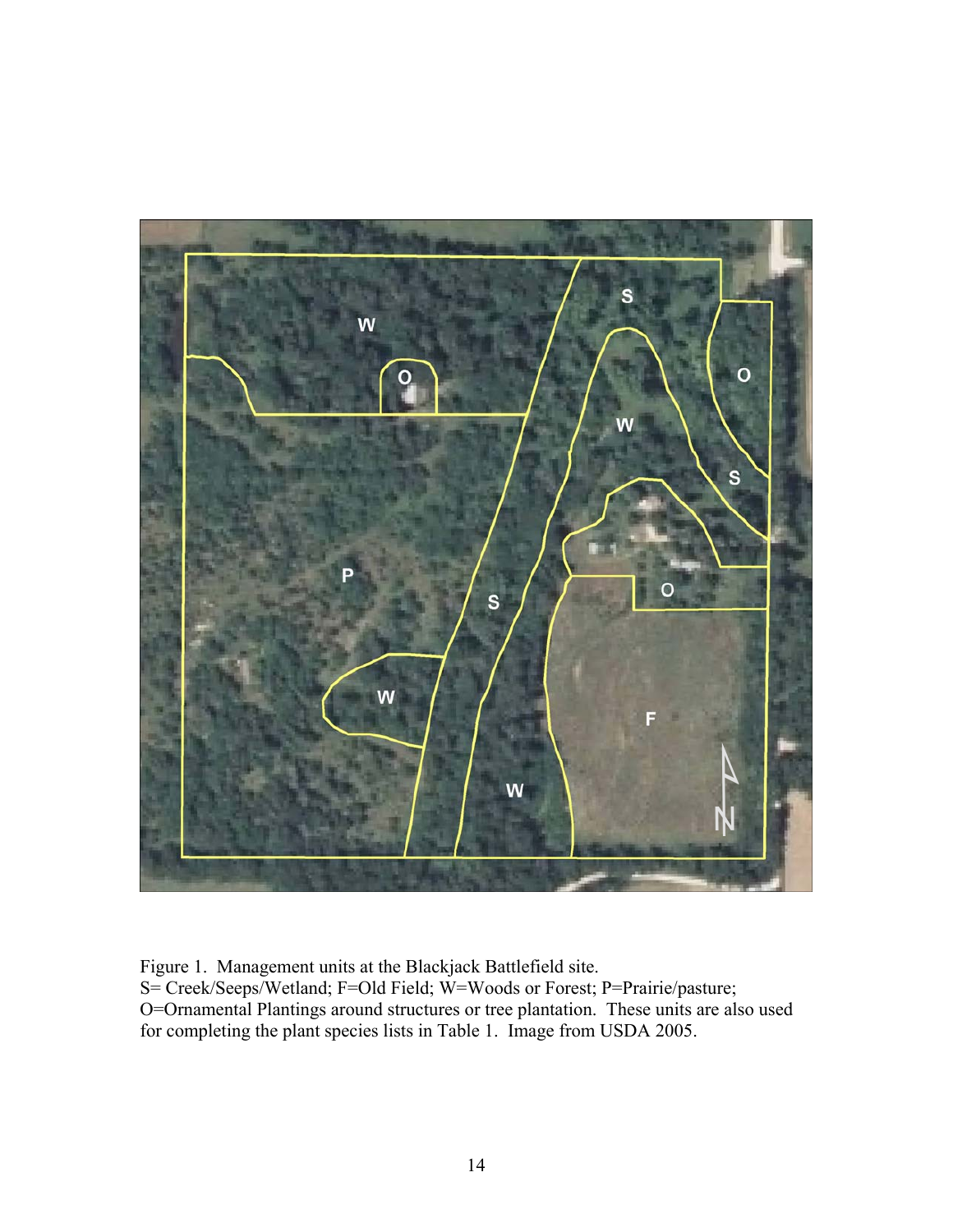W

O

S

O

W

S

P

S

O

W

F

W

N

Figure 1. Management units at the Blackjack Battlefield site.
S= Creek/Seeps/Wetland; F=Old Field; W=Woods or Forest; P=Prairie/pasture; O=Ornamental Plantings around structures or tree plantation. These units are also used for completing the plant species lists in Table 1. Image from USDA 2005.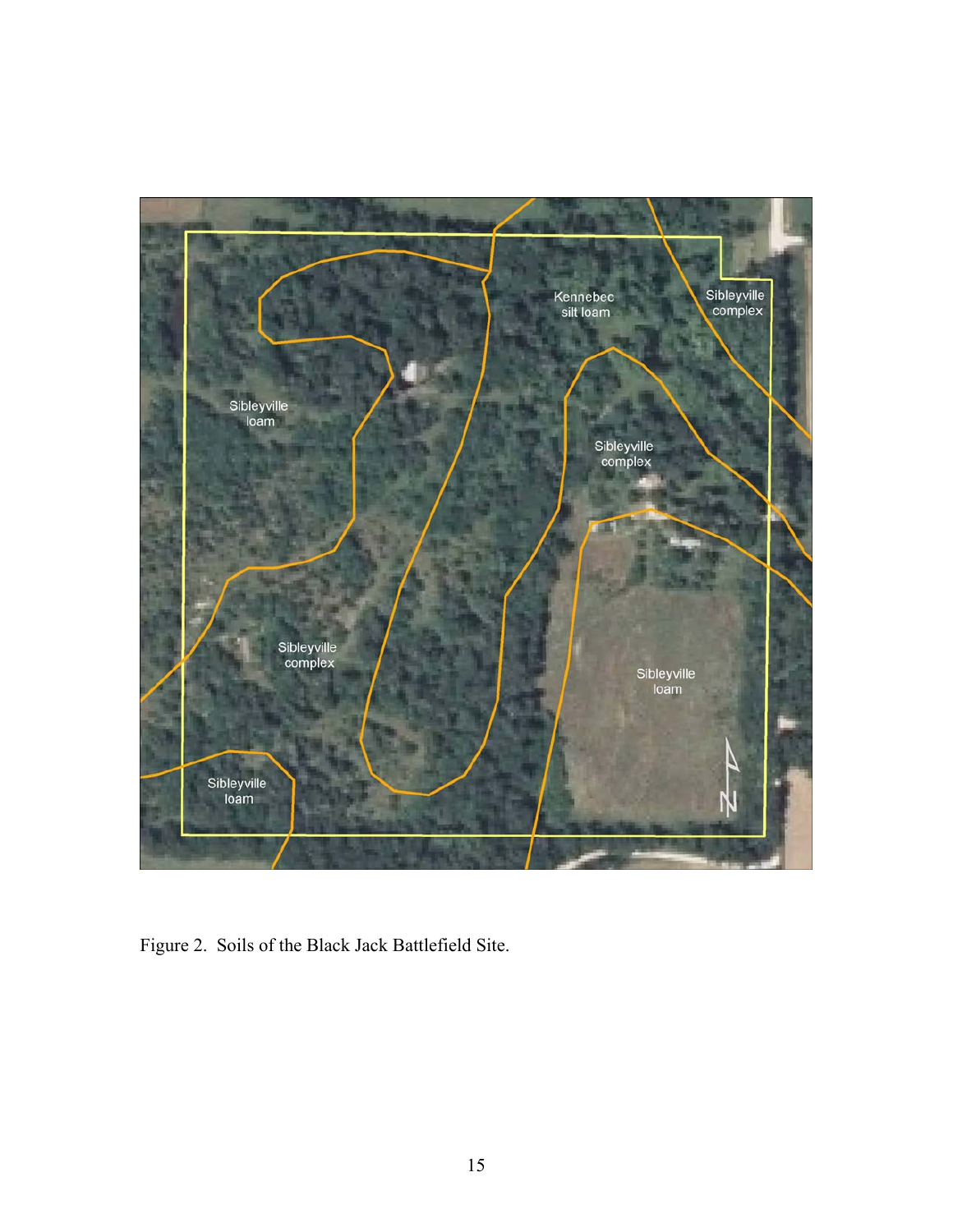Kennebec silt loam

Sibleyville complex

Sibleyville loam

Sibleyville complex

Sibleyville complex

Sibleyville loam

Sibleyville loam

N

Figure 2. Soils of the Black Jack Battlefield Site.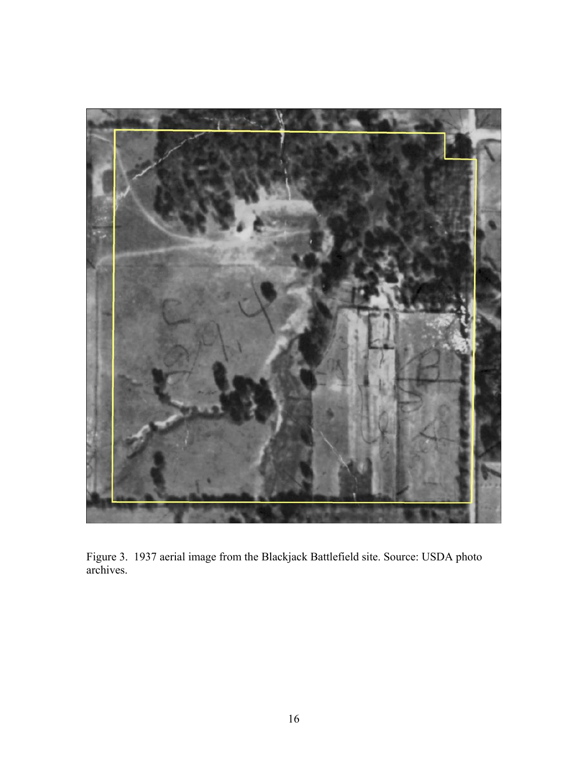Figure 3. 1937 aerial image from the Blackjack Battlefield site. Source: USDA photo archives.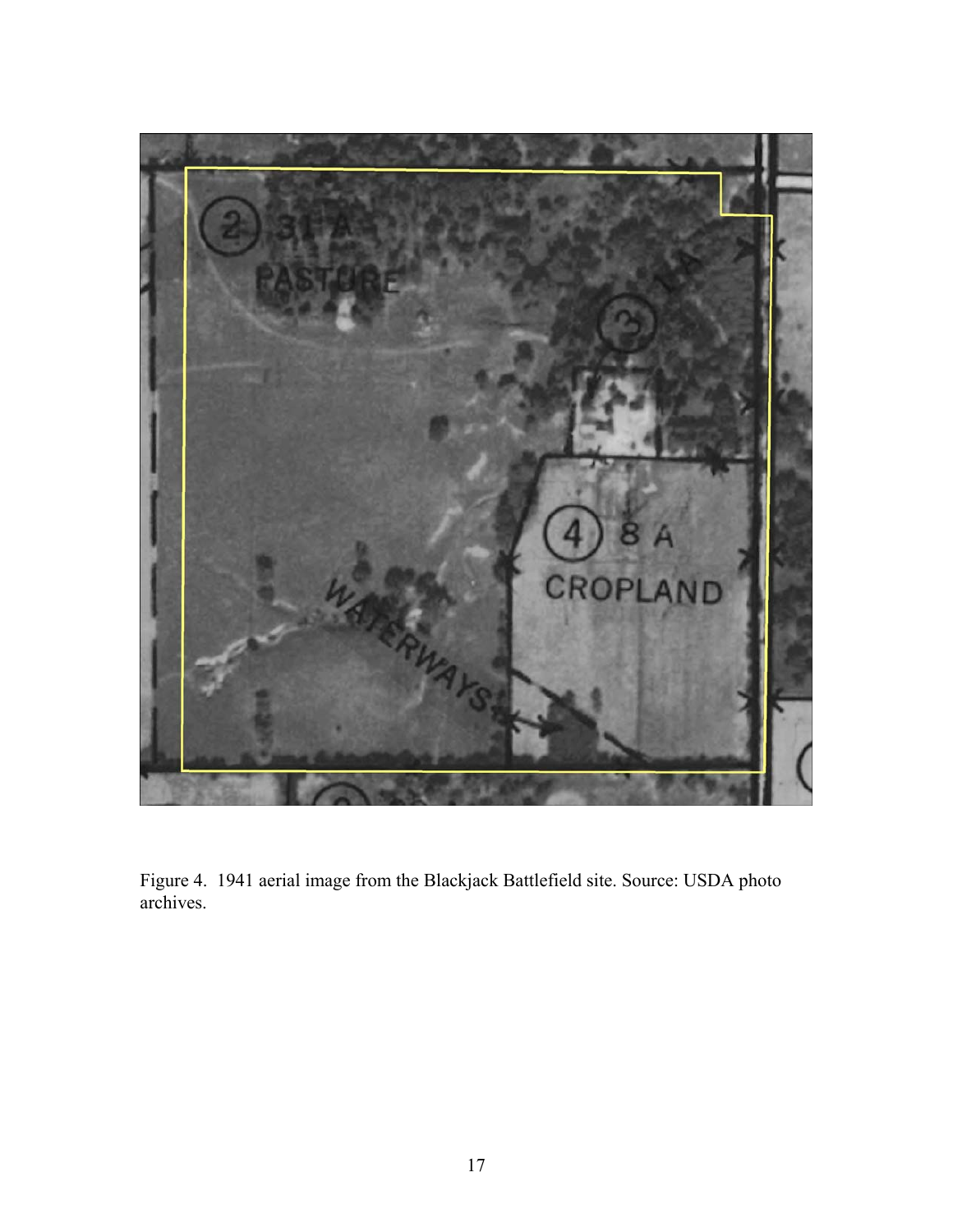Figure 4. 1941 aerial image from the Blackjack Battlefield site. Source: USDA photo archives.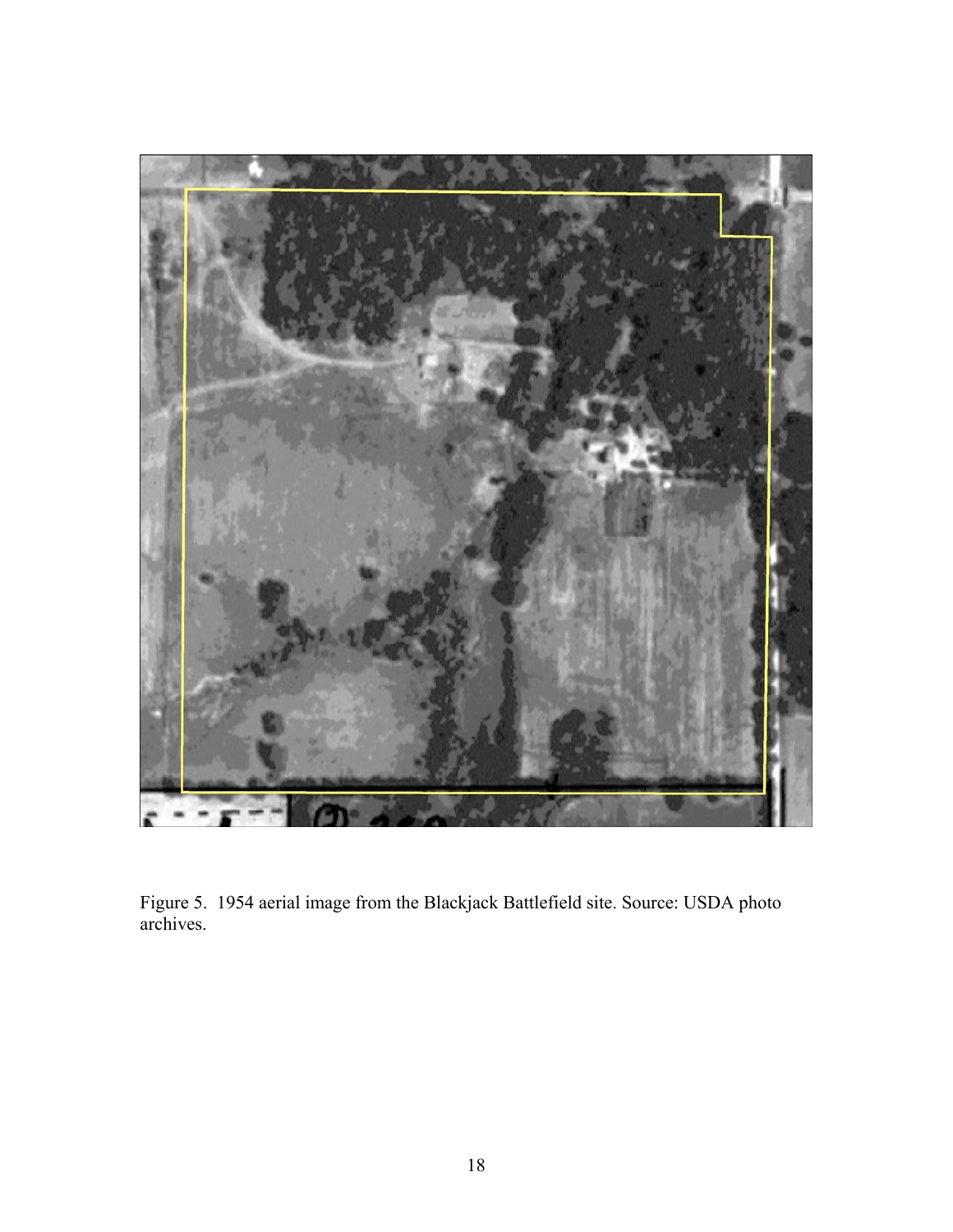Figure 5. 1954 aerial image from the Blackjack Battlefield site. Source: USDA photo archives.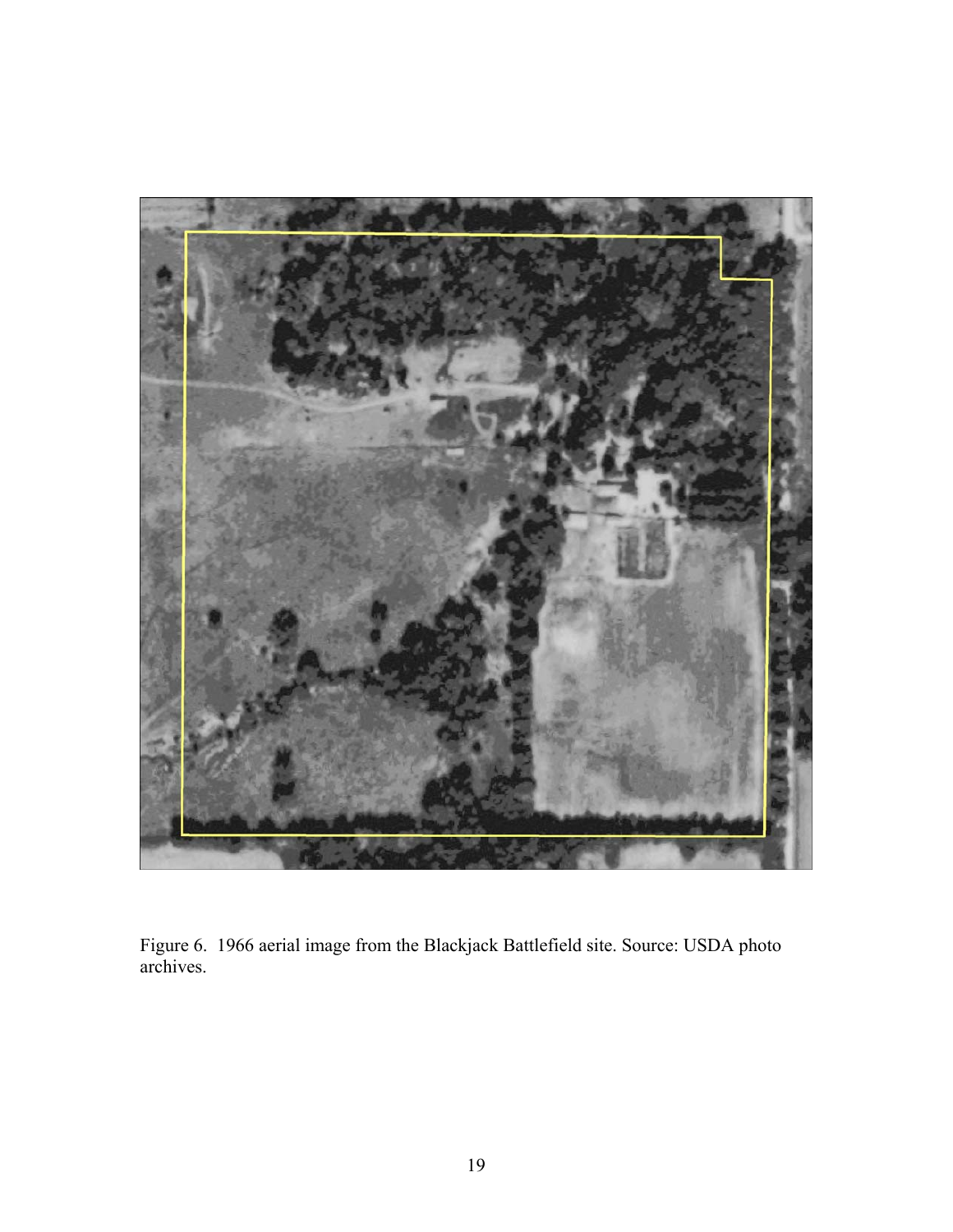Figure 6. 1966 aerial image from the Blackjack Battlefield site. Source: USDA photo archives.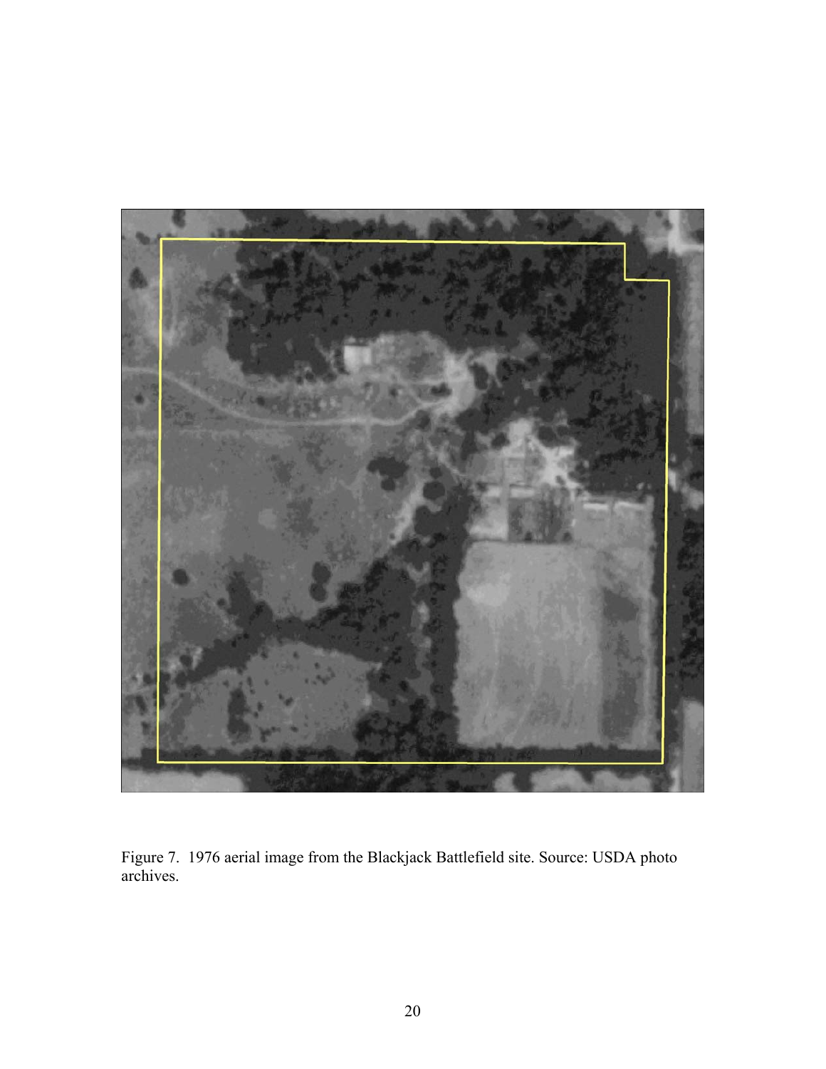Figure 7. 1976 aerial image from the Blackjack Battlefield site. Source: USDA photo archives.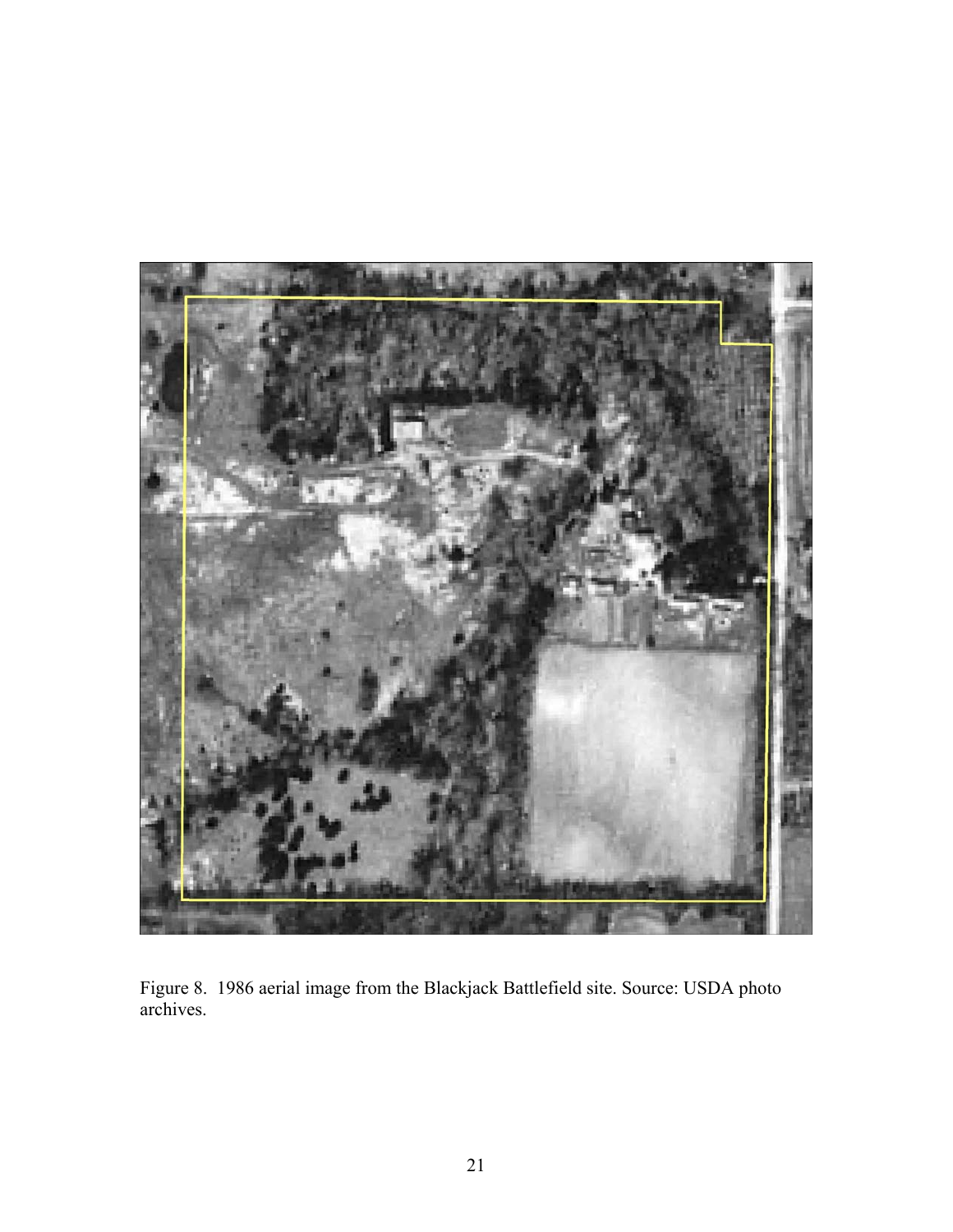Figure 8.  1986 aerial image from the Blackjack Battlefield site. Source: USDA photo archives.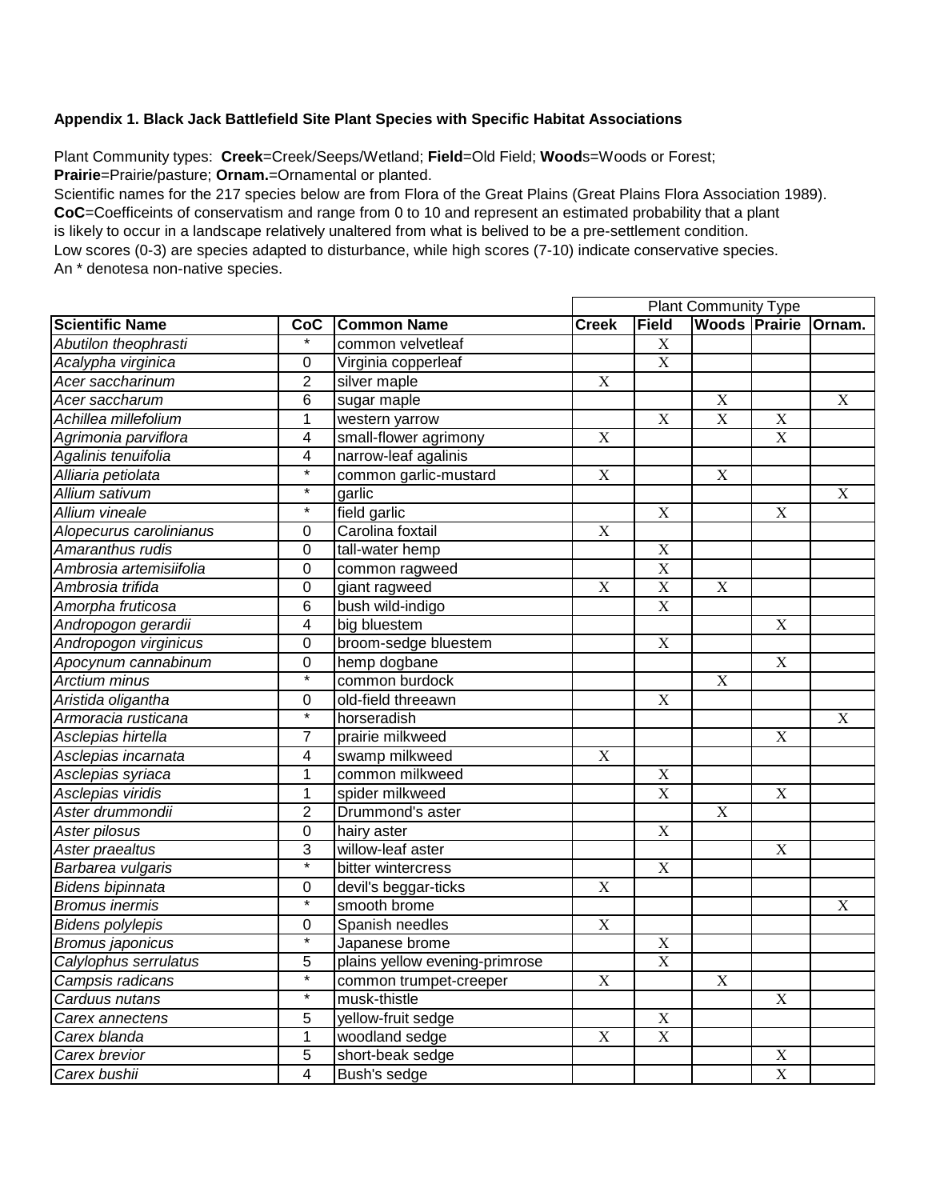**Appendix 1. Black Jack Battlefield Site Plant Species with Specific Habitat Associations**

Plant Community types: **Creek**=Creek/Seeps/Wetland; **Field**=Old Field; **Wood**s=Woods or Forest; **Prairie**=Prairie/pasture; **Ornam.**=Ornamental or planted.
Scientific names for the 217 species below are from Flora of the Great Plains (Great Plains Flora Association 1989).
**CoC**=Coefficeints of conservatism and range from 0 to 10 and represent an estimated probability that a plant is likely to occur in a landscape relatively unaltered from what is belived to be a pre-settlement condition.
Low scores (0-3) are species adapted to disturbance, while high scores (7-10) indicate conservative species.
An * denotesa non-native species.

| | | | Plant Community Type | | | | |
|---|---|---|---|---|---|---|---|
| **Scientific Name** | **CoC** | **Common Name** | **Creek** | **Field** | **Woods** | **Prairie** | **Ornam.** |
| *Abutilon theophrasti* | * | common velvetleaf | | X | | | |
| *Acalypha virginica* | 0 | Virginia copperleaf | | X | | | |
| *Acer saccharinum* | 2 | silver maple | X | | | | |
| *Acer saccharum* | 6 | sugar maple | | | X | | X |
| *Achillea millefolium* | 1 | western yarrow | | X | X | X | |
| *Agrimonia parviflora* | 4 | small-flower agrimony | X | | | X | |
| *Agalinis tenuifolia* | 4 | narrow-leaf agalinis | | | | | |
| *Alliaria petiolata* | * | common garlic-mustard | X | | X | | |
| *Allium sativum* | * | garlic | | | | | X |
| *Allium vineale* | * | field garlic | | X | | X | |
| *Alopecurus carolinianus* | 0 | Carolina foxtail | X | | | | |
| *Amaranthus rudis* | 0 | tall-water hemp | | X | | | |
| *Ambrosia artemisiifolia* | 0 | common ragweed | | X | | | |
| *Ambrosia trifida* | 0 | giant ragweed | X | X | X | | |
| *Amorpha fruticosa* | 6 | bush wild-indigo | | X | | | |
| *Andropogon gerardii* | 4 | big bluestem | | | | X | |
| *Andropogon virginicus* | 0 | broom-sedge bluestem | | X | | | |
| *Apocynum cannabinum* | 0 | hemp dogbane | | | | X | |
| *Arctium minus* | * | common burdock | | | X | | |
| *Aristida oligantha* | 0 | old-field threeawn | | X | | | |
| *Armoracia rusticana* | * | horseradish | | | | | X |
| *Asclepias hirtella* | 7 | prairie milkweed | | | | X | |
| *Asclepias incarnata* | 4 | swamp milkweed | X | | | | |
| *Asclepias syriaca* | 1 | common milkweed | | X | | | |
| *Asclepias viridis* | 1 | spider milkweed | | X | | X | |
| *Aster drummondii* | 2 | Drummond's aster | | | X | | |
| *Aster pilosus* | 0 | hairy aster | | X | | | |
| *Aster praealtus* | 3 | willow-leaf aster | | | | X | |
| *Barbarea vulgaris* | * | bitter wintercress | | X | | | |
| *Bidens bipinnata* | 0 | devil's beggar-ticks | X | | | | |
| *Bromus inermis* | * | smooth brome | | | | | X |
| *Bidens polylepis* | 0 | Spanish needles | X | | | | |
| *Bromus japonicus* | * | Japanese brome | | X | | | |
| *Calylophus serrulatus* | 5 | plains yellow evening-primrose | | X | | | |
| *Campsis radicans* | * | common trumpet-creeper | X | | X | | |
| *Carduus nutans* | * | musk-thistle | | | | X | |
| *Carex annectens* | 5 | yellow-fruit sedge | | X | | | |
| *Carex blanda* | 1 | woodland sedge | X | X | | | |
| *Carex brevior* | 5 | short-beak sedge | | | | X | |
| *Carex bushii* | 4 | Bush's sedge | | | | X | |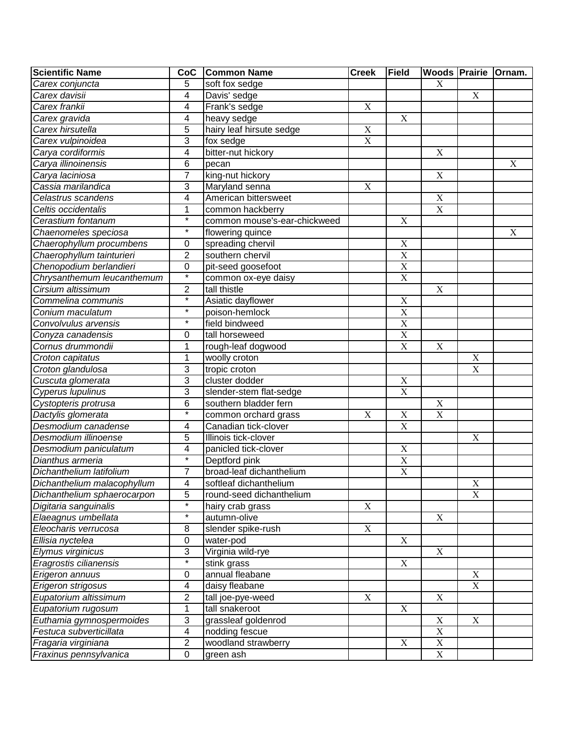| Scientific Name | CoC | Common Name | Creek | Field | Woods | Prairie | Ornam. |
|---|---|---|---|---|---|---|---|
| *Carex conjuncta* | 5 | soft fox sedge | | | X | | |
| *Carex davisii* | 4 | Davis' sedge | | | | X | |
| *Carex frankii* | 4 | Frank's sedge | X | | | | |
| *Carex gravida* | 4 | heavy sedge | | X | | | |
| *Carex hirsutella* | 5 | hairy leaf hirsute sedge | X | | | | |
| *Carex vulpinoidea* | 3 | fox sedge | X | | | | |
| *Carya cordiformis* | 4 | bitter-nut hickory | | | X | | |
| *Carya illinoinensis* | 6 | pecan | | | | | X |
| *Carya laciniosa* | 7 | king-nut hickory | | | X | | |
| *Cassia marilandica* | 3 | Maryland senna | X | | | | |
| *Celastrus scandens* | 4 | American bittersweet | | | X | | |
| *Celtis occidentalis* | 1 | common hackberry | | | X | | |
| *Cerastium fontanum* | * | common mouse's-ear-chickweed | | X | | | |
| *Chaenomeles speciosa* | * | flowering quince | | | | | X |
| *Chaerophyllum procumbens* | 0 | spreading chervil | | X | | | |
| *Chaerophyllum tainturieri* | 2 | southern chervil | | X | | | |
| *Chenopodium berlandieri* | 0 | pit-seed goosefoot | | X | | | |
| *Chrysanthemum leucanthemum* | * | common ox-eye daisy | | X | | | |
| *Cirsium altissimum* | 2 | tall thistle | | | X | | |
| *Commelina communis* | * | Asiatic dayflower | | X | | | |
| *Conium maculatum* | * | poison-hemlock | | X | | | |
| *Convolvulus arvensis* | * | field bindweed | | X | | | |
| *Conyza canadensis* | 0 | tall horseweed | | X | | | |
| *Cornus drummondii* | 1 | rough-leaf dogwood | | X | X | | |
| *Croton capitatus* | 1 | woolly croton | | | | X | |
| *Croton glandulosa* | 3 | tropic croton | | | | X | |
| *Cuscuta glomerata* | 3 | cluster dodder | | X | | | |
| *Cyperus lupulinus* | 3 | slender-stem flat-sedge | | X | | | |
| *Cystopteris protrusa* | 6 | southern bladder fern | | | X | | |
| *Dactylis glomerata* | * | common orchard grass | X | X | X | | |
| *Desmodium canadense* | 4 | Canadian tick-clover | | X | | | |
| *Desmodium illinoense* | 5 | Illinois tick-clover | | | | X | |
| *Desmodium paniculatum* | 4 | panicled tick-clover | | X | | | |
| *Dianthus armeria* | * | Deptford pink | | X | | | |
| *Dichanthelium latifolium* | 7 | broad-leaf dichanthelium | | X | | | |
| *Dichanthelium malacophyllum* | 4 | softleaf dichanthelium | | | | X | |
| *Dichanthelium sphaerocarpon* | 5 | round-seed dichanthelium | | | | X | |
| *Digitaria sanguinalis* | * | hairy crab grass | X | | | | |
| *Elaeagnus umbellata* | * | autumn-olive | | | X | | |
| *Eleocharis verrucosa* | 8 | slender spike-rush | X | | | | |
| *Ellisia nyctelea* | 0 | water-pod | | X | | | |
| *Elymus virginicus* | 3 | Virginia wild-rye | | | X | | |
| *Eragrostis cilianensis* | * | stink grass | | X | | | |
| *Erigeron annuus* | 0 | annual fleabane | | | | X | |
| *Erigeron strigosus* | 4 | daisy fleabane | | | | X | |
| *Eupatorium altissimum* | 2 | tall joe-pye-weed | X | | X | | |
| *Eupatorium rugosum* | 1 | tall snakeroot | | X | | | |
| *Euthamia gymnospermoides* | 3 | grassleaf goldenrod | | | X | X | |
| *Festuca subverticillata* | 4 | nodding fescue | | | X | | |
| *Fragaria virginiana* | 2 | woodland strawberry | | X | X | | |
| *Fraxinus pennsylvanica* | 0 | green ash | | | X | | |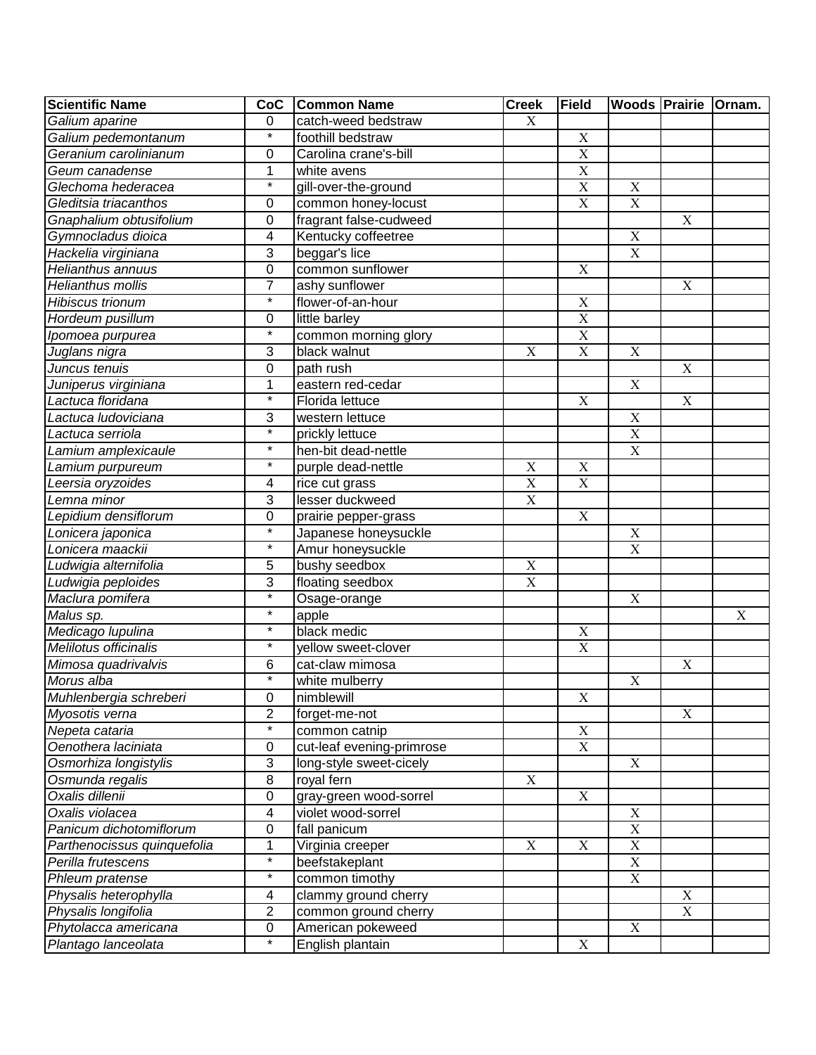| Scientific Name | CoC | Common Name | Creek | Field | Woods | Prairie | Ornam. |
|---|---|---|---|---|---|---|---|
| *Galium aparine* | 0 | catch-weed bedstraw | X | | | | |
| *Galium pedemontanum* | * | foothill bedstraw | | X | | | |
| *Geranium carolinianum* | 0 | Carolina crane's-bill | | X | | | |
| *Geum canadense* | 1 | white avens | | X | | | |
| *Glechoma hederacea* | * | gill-over-the-ground | | X | X | | |
| *Gleditsia triacanthos* | 0 | common honey-locust | | X | X | | |
| *Gnaphalium obtusifolium* | 0 | fragrant false-cudweed | | | | X | |
| *Gymnocladus dioica* | 4 | Kentucky coffeetree | | | X | | |
| *Hackelia virginiana* | 3 | beggar's lice | | | X | | |
| *Helianthus annuus* | 0 | common sunflower | | X | | | |
| *Helianthus mollis* | 7 | ashy sunflower | | | | X | |
| *Hibiscus trionum* | * | flower-of-an-hour | | X | | | |
| *Hordeum pusillum* | 0 | little barley | | X | | | |
| *Ipomoea purpurea* | * | common morning glory | | X | | | |
| *Juglans nigra* | 3 | black walnut | X | X | X | | |
| *Juncus tenuis* | 0 | path rush | | | | X | |
| *Juniperus virginiana* | 1 | eastern red-cedar | | | X | | |
| *Lactuca floridana* | * | Florida lettuce | | X | | X | |
| *Lactuca ludoviciana* | 3 | western lettuce | | | X | | |
| *Lactuca serriola* | * | prickly lettuce | | | X | | |
| *Lamium amplexicaule* | * | hen-bit dead-nettle | | | X | | |
| *Lamium purpureum* | * | purple dead-nettle | X | X | | | |
| *Leersia oryzoides* | 4 | rice cut grass | X | X | | | |
| *Lemna minor* | 3 | lesser duckweed | X | | | | |
| *Lepidium densiflorum* | 0 | prairie pepper-grass | | X | | | |
| *Lonicera japonica* | * | Japanese honeysuckle | | | X | | |
| *Lonicera maackii* | * | Amur honeysuckle | | | X | | |
| *Ludwigia alternifolia* | 5 | bushy seedbox | X | | | | |
| *Ludwigia peploides* | 3 | floating seedbox | X | | | | |
| *Maclura pomifera* | * | Osage-orange | | | X | | |
| *Malus sp.* | * | apple | | | | | X |
| *Medicago lupulina* | * | black medic | | X | | | |
| *Melilotus officinalis* | * | yellow sweet-clover | | X | | | |
| *Mimosa quadrivalvis* | 6 | cat-claw mimosa | | | | X | |
| *Morus alba* | * | white mulberry | | | X | | |
| *Muhlenbergia schreberi* | 0 | nimblewill | | X | | | |
| *Myosotis verna* | 2 | forget-me-not | | | | X | |
| *Nepeta cataria* | * | common catnip | | X | | | |
| *Oenothera laciniata* | 0 | cut-leaf evening-primrose | | X | | | |
| *Osmorhiza longistylis* | 3 | long-style sweet-cicely | | | X | | |
| *Osmunda regalis* | 8 | royal fern | X | | | | |
| *Oxalis dillenii* | 0 | gray-green wood-sorrel | | X | | | |
| *Oxalis violacea* | 4 | violet wood-sorrel | | | X | | |
| *Panicum dichotomiflorum* | 0 | fall panicum | | | X | | |
| *Parthenocissus quinquefolia* | 1 | Virginia creeper | X | X | X | | |
| *Perilla frutescens* | * | beefstakeplant | | | X | | |
| *Phleum pratense* | * | common timothy | | | X | | |
| *Physalis heterophylla* | 4 | clammy ground cherry | | | | X | |
| *Physalis longifolia* | 2 | common ground cherry | | | | X | |
| *Phytolacca americana* | 0 | American pokeweed | | | X | | |
| *Plantago lanceolata* | * | English plantain | | X | | | |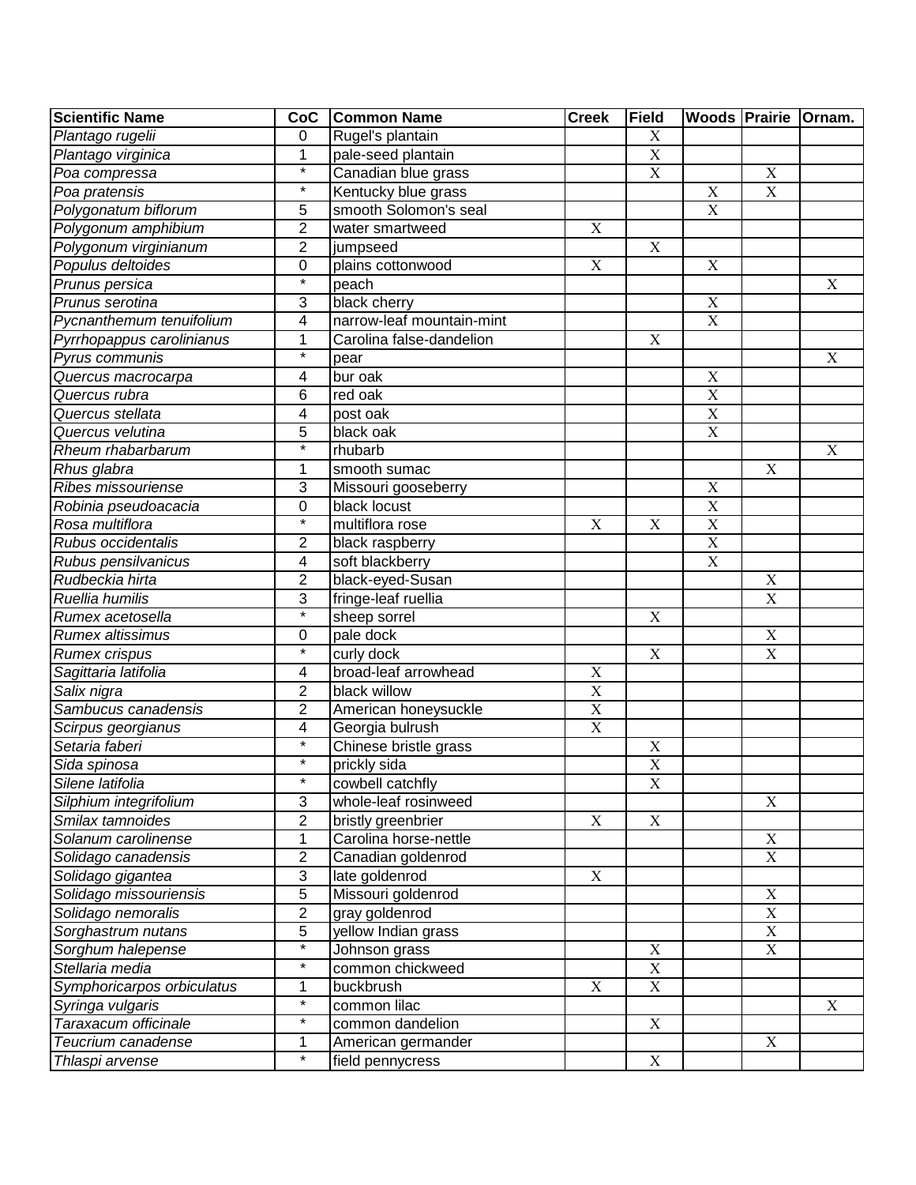| Scientific Name | CoC | Common Name | Creek | Field | Woods | Prairie | Ornam. |
|---|---|---|---|---|---|---|---|
| *Plantago rugelii* | 0 | Rugel's plantain | | X | | | |
| *Plantago virginica* | 1 | pale-seed plantain | | X | | | |
| *Poa compressa* | * | Canadian blue grass | | X | | X | |
| *Poa pratensis* | * | Kentucky blue grass | | | X | X | |
| *Polygonatum biflorum* | 5 | smooth Solomon's seal | | | X | | |
| *Polygonum amphibium* | 2 | water smartweed | X | | | | |
| *Polygonum virginianum* | 2 | jumpseed | | X | | | |
| *Populus deltoides* | 0 | plains cottonwood | X | | X | | |
| *Prunus persica* | * | peach | | | | | X |
| *Prunus serotina* | 3 | black cherry | | | X | | |
| *Pycnanthemum tenuifolium* | 4 | narrow-leaf mountain-mint | | | X | | |
| *Pyrrhopappus carolinianus* | 1 | Carolina false-dandelion | | X | | | |
| *Pyrus communis* | * | pear | | | | | X |
| *Quercus macrocarpa* | 4 | bur oak | | | X | | |
| *Quercus rubra* | 6 | red oak | | | X | | |
| *Quercus stellata* | 4 | post oak | | | X | | |
| *Quercus velutina* | 5 | black oak | | | X | | |
| *Rheum rhabarbarum* | * | rhubarb | | | | | X |
| *Rhus glabra* | 1 | smooth sumac | | | | X | |
| *Ribes missouriense* | 3 | Missouri gooseberry | | | X | | |
| *Robinia pseudoacacia* | 0 | black locust | | | X | | |
| *Rosa multiflora* | * | multiflora rose | X | X | X | | |
| *Rubus occidentalis* | 2 | black raspberry | | | X | | |
| *Rubus pensilvanicus* | 4 | soft blackberry | | | X | | |
| *Rudbeckia hirta* | 2 | black-eyed-Susan | | | | X | |
| *Ruellia humilis* | 3 | fringe-leaf ruellia | | | | X | |
| *Rumex acetosella* | * | sheep sorrel | | X | | | |
| *Rumex altissimus* | 0 | pale dock | | | | X | |
| *Rumex crispus* | * | curly dock | | X | | X | |
| *Sagittaria latifolia* | 4 | broad-leaf arrowhead | X | | | | |
| *Salix nigra* | 2 | black willow | X | | | | |
| *Sambucus canadensis* | 2 | American honeysuckle | X | | | | |
| *Scirpus georgianus* | 4 | Georgia bulrush | X | | | | |
| *Setaria faberi* | * | Chinese bristle grass | | X | | | |
| *Sida spinosa* | * | prickly sida | | X | | | |
| *Silene latifolia* | * | cowbell catchfly | | X | | | |
| *Silphium integrifolium* | 3 | whole-leaf rosinweed | | | | X | |
| *Smilax tamnoides* | 2 | bristly greenbrier | X | X | | | |
| *Solanum carolinense* | 1 | Carolina horse-nettle | | | | X | |
| *Solidago canadensis* | 2 | Canadian goldenrod | | | | X | |
| *Solidago gigantea* | 3 | late goldenrod | X | | | | |
| *Solidago missouriensis* | 5 | Missouri goldenrod | | | | X | |
| *Solidago nemoralis* | 2 | gray goldenrod | | | | X | |
| *Sorghastrum nutans* | 5 | yellow Indian grass | | | | X | |
| *Sorghum halepense* | * | Johnson grass | | X | | X | |
| *Stellaria media* | * | common chickweed | | X | | | |
| *Symphoricarpos orbiculatus* | 1 | buckbrush | X | X | | | |
| *Syringa vulgaris* | * | common lilac | | | | | X |
| *Taraxacum officinale* | * | common dandelion | | X | | | |
| *Teucrium canadense* | 1 | American germander | | | | X | |
| *Thlaspi arvense* | * | field pennycress | | X | | | |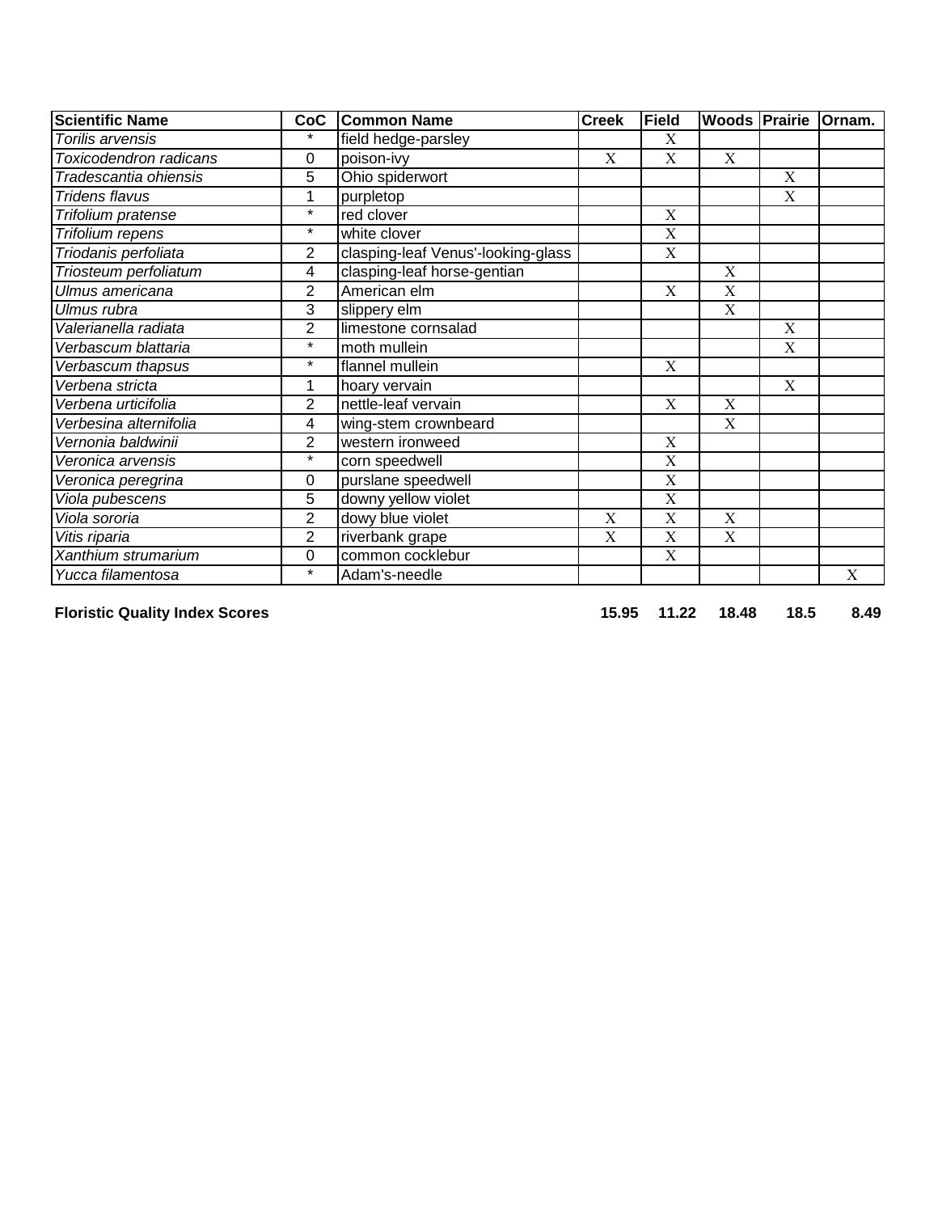| Scientific Name | CoC | Common Name | Creek | Field | Woods | Prairie | Ornam. |
|---|---|---|---|---|---|---|---|
| *Torilis arvensis* | * | field hedge-parsley | | X | | | |
| *Toxicodendron radicans* | 0 | poison-ivy | X | X | X | | |
| *Tradescantia ohiensis* | 5 | Ohio spiderwort | | | | X | |
| *Tridens flavus* | 1 | purpletop | | | | X | |
| *Trifolium pratense* | * | red clover | | X | | | |
| *Trifolium repens* | * | white clover | | X | | | |
| *Triodanis perfoliata* | 2 | clasping-leaf Venus'-looking-glass | | X | | | |
| *Triosteum perfoliatum* | 4 | clasping-leaf horse-gentian | | | X | | |
| *Ulmus americana* | 2 | American elm | | X | X | | |
| *Ulmus rubra* | 3 | slippery elm | | | X | | |
| *Valerianella radiata* | 2 | limestone cornsalad | | | | X | |
| *Verbascum blattaria* | * | moth mullein | | | | X | |
| *Verbascum thapsus* | * | flannel mullein | | X | | | |
| *Verbena stricta* | 1 | hoary vervain | | | | X | |
| *Verbena urticifolia* | 2 | nettle-leaf vervain | | X | X | | |
| *Verbesina alternifolia* | 4 | wing-stem crownbeard | | | X | | |
| *Vernonia baldwinii* | 2 | western ironweed | | X | | | |
| *Veronica arvensis* | * | corn speedwell | | X | | | |
| *Veronica peregrina* | 0 | purslane speedwell | | X | | | |
| *Viola pubescens* | 5 | downy yellow violet | | X | | | |
| *Viola sororia* | 2 | dowy blue violet | X | X | X | | |
| *Vitis riparia* | 2 | riverbank grape | X | X | X | | |
| *Xanthium strumarium* | 0 | common cocklebur | | X | | | |
| *Yucca filamentosa* | * | Adam's-needle | | | | | X |
| **Floristic Quality Index Scores** | | | **15.95** | **11.22** | **18.48** | **18.5** | **8.49** |